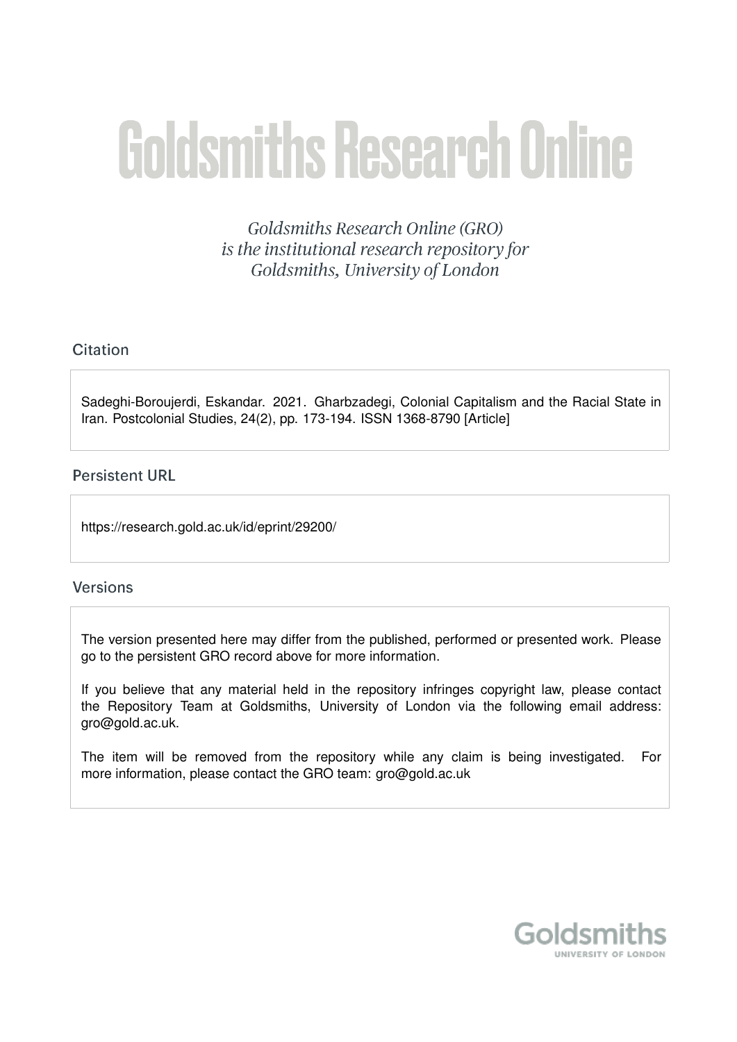# Goldsmiths Research Online

*Goldsmiths Research Online (GRO) is the institutional research repository for Goldsmiths, University of London*

## Citation

Sadeghi-Boroujerdi, Eskandar. 2021. Gharbzadegi, Colonial Capitalism and the Racial State in Iran. Postcolonial Studies, 24(2), pp. 173-194. ISSN 1368-8790 [Article]

## Persistent URL

https://research.gold.ac.uk/id/eprint/29200/

## Versions

The version presented here may differ from the published, performed or presented work. Please go to the persistent GRO record above for more information.

If you believe that any material held in the repository infringes copyright law, please contact the Repository Team at Goldsmiths, University of London via the following email address: gro@gold.ac.uk.

The item will be removed from the repository while any claim is being investigated. For more information, please contact the GRO team: gro@gold.ac.uk

Goldsmiths
UNIVERSITY OF LONDON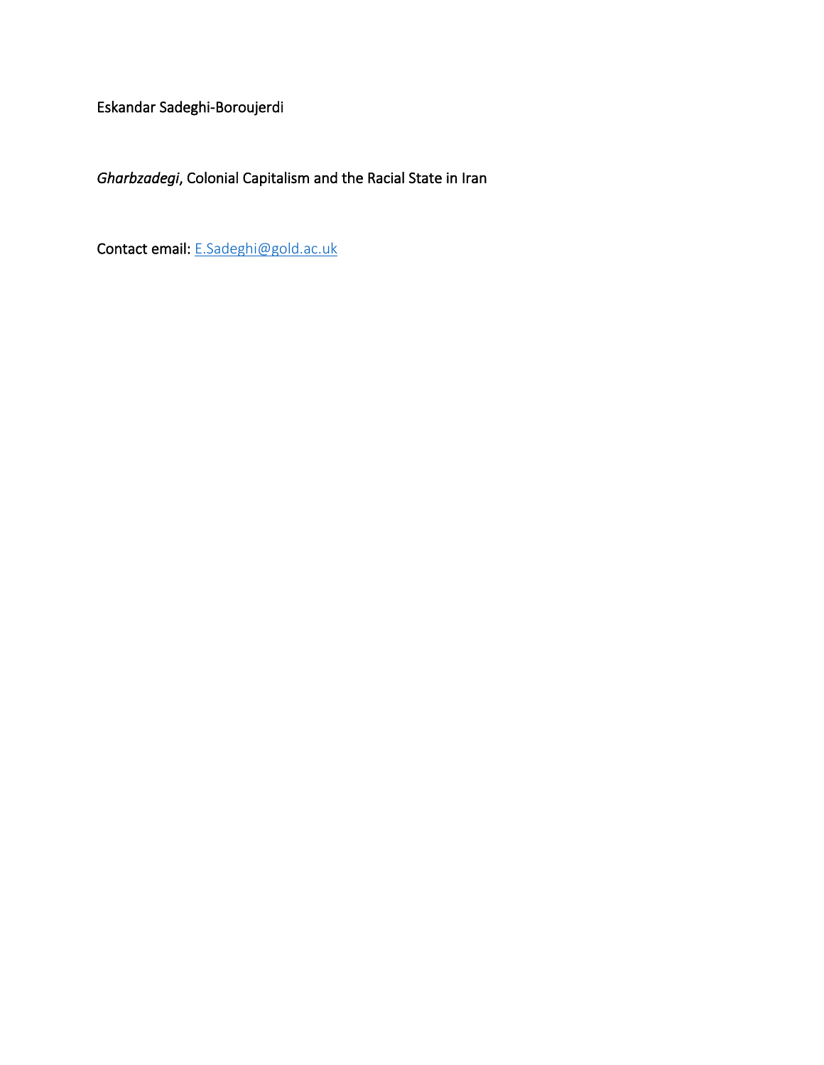Eskandar Sadeghi-Boroujerdi

*Gharbzadegi*, Colonial Capitalism and the Racial State in Iran

Contact email: E.Sadeghi@gold.ac.uk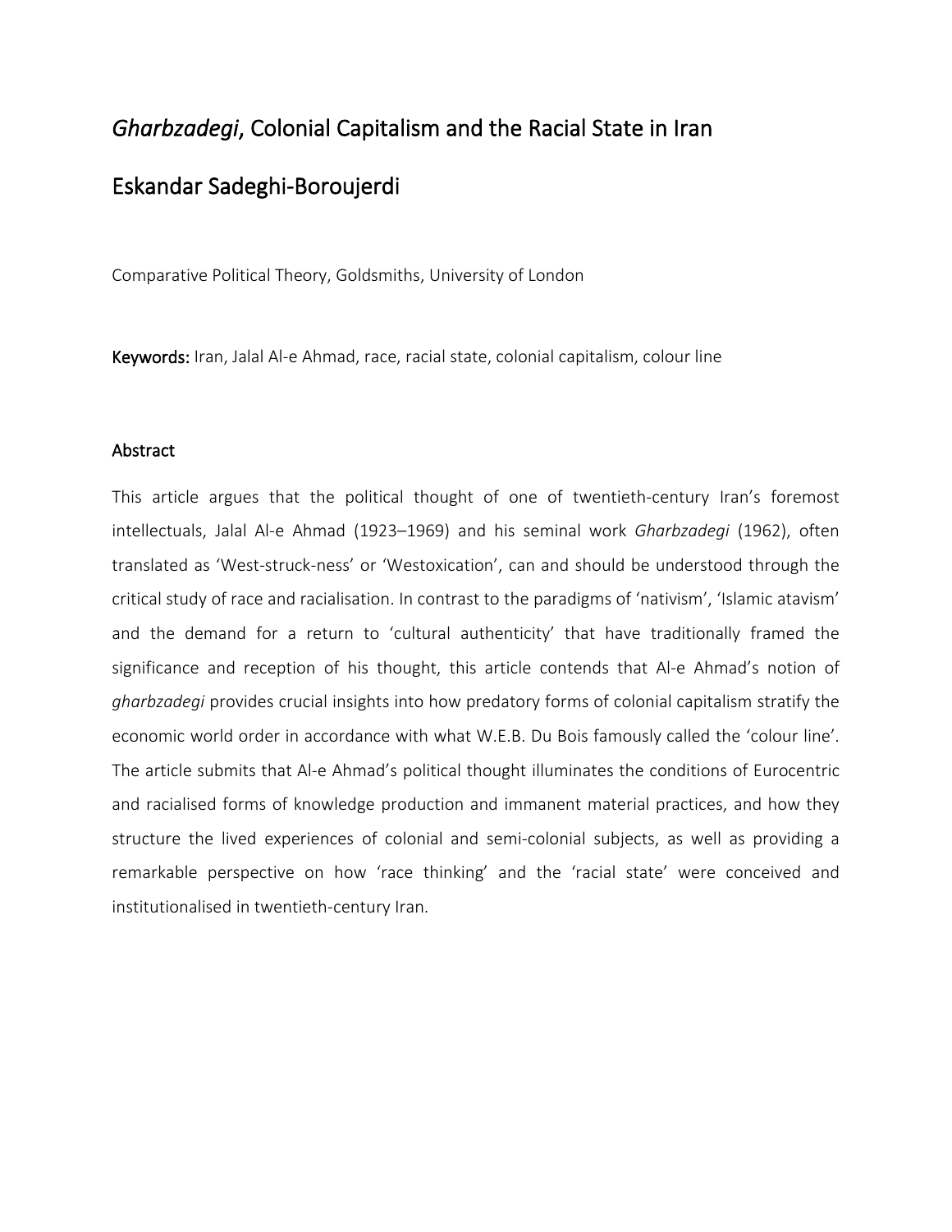# *Gharbzadegi*, Colonial Capitalism and the Racial State in Iran

## Eskandar Sadeghi-Boroujerdi

Comparative Political Theory, Goldsmiths, University of London

**Keywords:** Iran, Jalal Al-e Ahmad, race, racial state, colonial capitalism, colour line

### Abstract

This article argues that the political thought of one of twentieth-century Iran's foremost intellectuals, Jalal Al-e Ahmad (1923–1969) and his seminal work *Gharbzadegi* (1962), often translated as 'West-struck-ness' or 'Westoxication', can and should be understood through the critical study of race and racialisation. In contrast to the paradigms of 'nativism', 'Islamic atavism' and the demand for a return to 'cultural authenticity' that have traditionally framed the significance and reception of his thought, this article contends that Al-e Ahmad's notion of *gharbzadegi* provides crucial insights into how predatory forms of colonial capitalism stratify the economic world order in accordance with what W.E.B. Du Bois famously called the 'colour line'. The article submits that Al-e Ahmad's political thought illuminates the conditions of Eurocentric and racialised forms of knowledge production and immanent material practices, and how they structure the lived experiences of colonial and semi-colonial subjects, as well as providing a remarkable perspective on how 'race thinking' and the 'racial state' were conceived and institutionalised in twentieth-century Iran.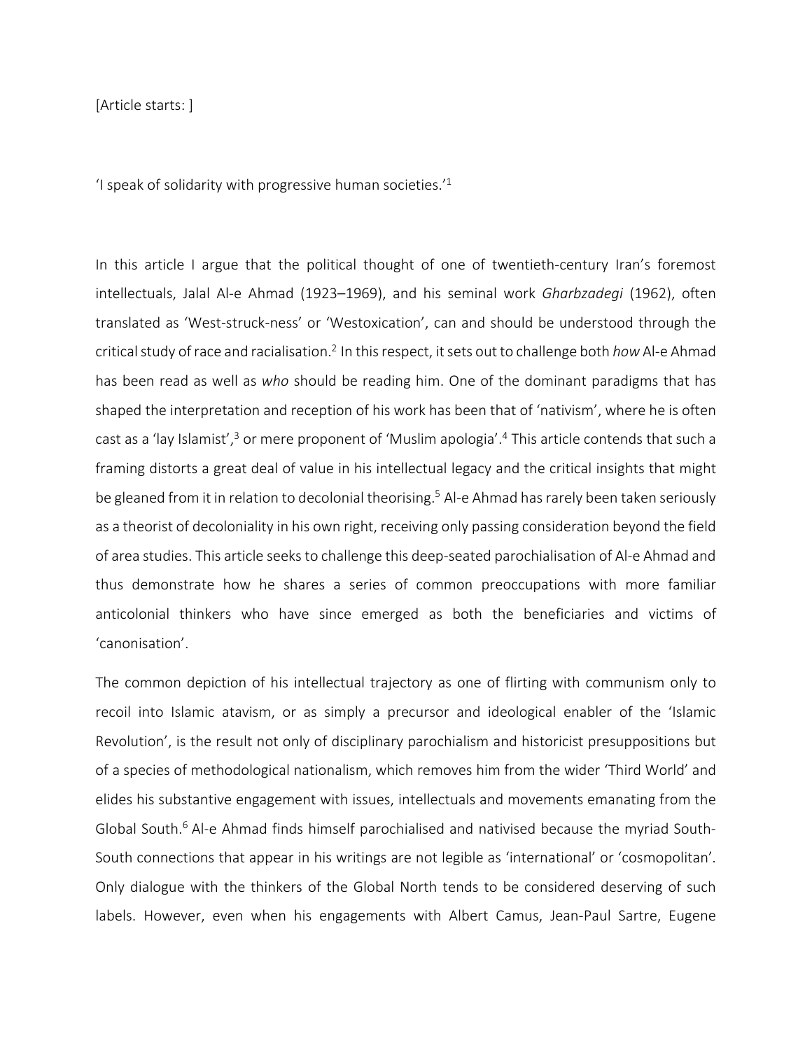[Article starts: ]

'I speak of solidarity with progressive human societies.'[1]

In this article I argue that the political thought of one of twentieth-century Iran's foremost intellectuals, Jalal Al-e Ahmad (1923–1969), and his seminal work *Gharbzadegi* (1962), often translated as 'West-struck-ness' or 'Westoxication', can and should be understood through the critical study of race and racialisation.[2] In this respect, it sets out to challenge both *how* Al-e Ahmad has been read as well as *who* should be reading him. One of the dominant paradigms that has shaped the interpretation and reception of his work has been that of 'nativism', where he is often cast as a 'lay Islamist',[3] or mere proponent of 'Muslim apologia'.[4] This article contends that such a framing distorts a great deal of value in his intellectual legacy and the critical insights that might be gleaned from it in relation to decolonial theorising.[5] Al-e Ahmad has rarely been taken seriously as a theorist of decoloniality in his own right, receiving only passing consideration beyond the field of area studies. This article seeks to challenge this deep-seated parochialisation of Al-e Ahmad and thus demonstrate how he shares a series of common preoccupations with more familiar anticolonial thinkers who have since emerged as both the beneficiaries and victims of 'canonisation'.

The common depiction of his intellectual trajectory as one of flirting with communism only to recoil into Islamic atavism, or as simply a precursor and ideological enabler of the 'Islamic Revolution', is the result not only of disciplinary parochialism and historicist presuppositions but of a species of methodological nationalism, which removes him from the wider 'Third World' and elides his substantive engagement with issues, intellectuals and movements emanating from the Global South.[6] Al-e Ahmad finds himself parochialised and nativised because the myriad South-South connections that appear in his writings are not legible as 'international' or 'cosmopolitan'. Only dialogue with the thinkers of the Global North tends to be considered deserving of such labels. However, even when his engagements with Albert Camus, Jean-Paul Sartre, Eugene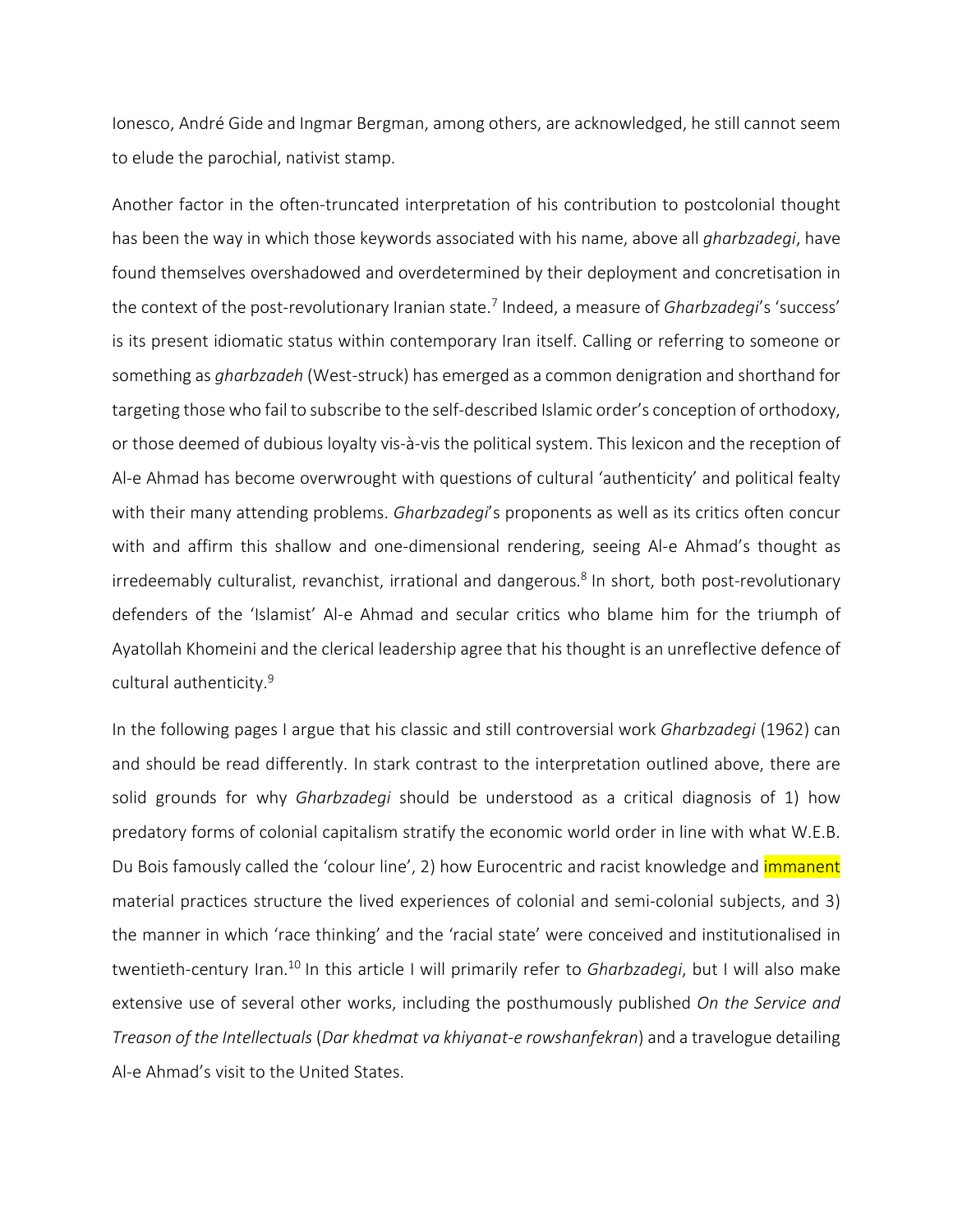Ionesco, André Gide and Ingmar Bergman, among others, are acknowledged, he still cannot seem to elude the parochial, nativist stamp.

Another factor in the often-truncated interpretation of his contribution to postcolonial thought has been the way in which those keywords associated with his name, above all *gharbzadegi*, have found themselves overshadowed and overdetermined by their deployment and concretisation in the context of the post-revolutionary Iranian state.[7] Indeed, a measure of *Gharbzadegi*'s 'success' is its present idiomatic status within contemporary Iran itself. Calling or referring to someone or something as *gharbzadeh* (West-struck) has emerged as a common denigration and shorthand for targeting those who fail to subscribe to the self-described Islamic order's conception of orthodoxy, or those deemed of dubious loyalty vis-à-vis the political system. This lexicon and the reception of Al-e Ahmad has become overwrought with questions of cultural 'authenticity' and political fealty with their many attending problems. *Gharbzadegi*'s proponents as well as its critics often concur with and affirm this shallow and one-dimensional rendering, seeing Al-e Ahmad's thought as irredeemably culturalist, revanchist, irrational and dangerous.[8] In short, both post-revolutionary defenders of the 'Islamist' Al-e Ahmad and secular critics who blame him for the triumph of Ayatollah Khomeini and the clerical leadership agree that his thought is an unreflective defence of cultural authenticity.[9]

In the following pages I argue that his classic and still controversial work *Gharbzadegi* (1962) can and should be read differently. In stark contrast to the interpretation outlined above, there are solid grounds for why *Gharbzadegi* should be understood as a critical diagnosis of 1) how predatory forms of colonial capitalism stratify the economic world order in line with what W.E.B. Du Bois famously called the 'colour line', 2) how Eurocentric and racist knowledge and immanent material practices structure the lived experiences of colonial and semi-colonial subjects, and 3) the manner in which 'race thinking' and the 'racial state' were conceived and institutionalised in twentieth-century Iran.[10] In this article I will primarily refer to *Gharbzadegi*, but I will also make extensive use of several other works, including the posthumously published *On the Service and Treason of the Intellectuals* (*Dar khedmat va khiyanat-e rowshanfekran*) and a travelogue detailing Al-e Ahmad's visit to the United States.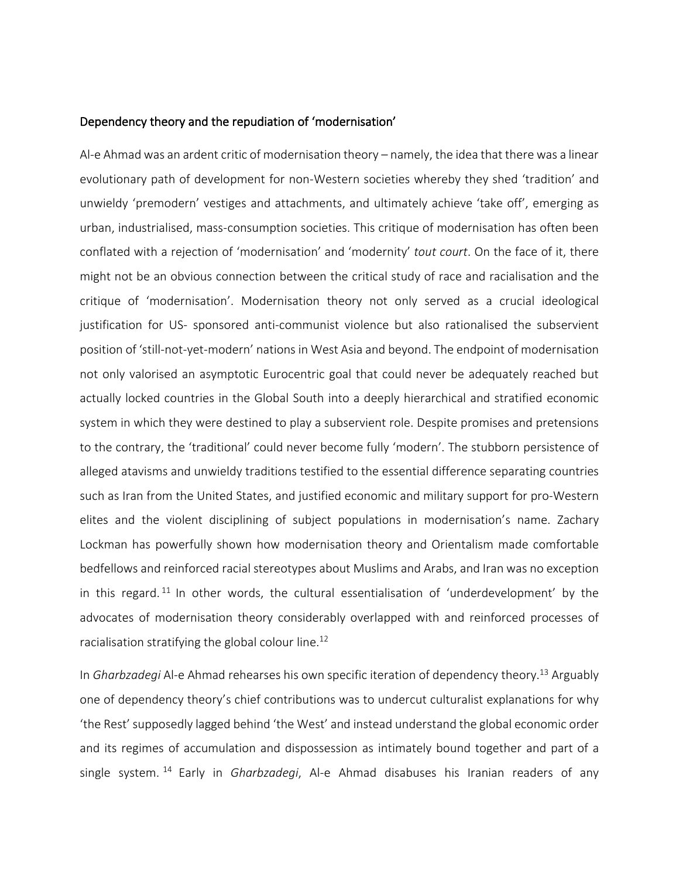## Dependency theory and the repudiation of 'modernisation'

Al-e Ahmad was an ardent critic of modernisation theory – namely, the idea that there was a linear evolutionary path of development for non-Western societies whereby they shed 'tradition' and unwieldy 'premodern' vestiges and attachments, and ultimately achieve 'take off', emerging as urban, industrialised, mass-consumption societies. This critique of modernisation has often been conflated with a rejection of 'modernisation' and 'modernity' *tout court*. On the face of it, there might not be an obvious connection between the critical study of race and racialisation and the critique of 'modernisation'. Modernisation theory not only served as a crucial ideological justification for US- sponsored anti-communist violence but also rationalised the subservient position of 'still-not-yet-modern' nations in West Asia and beyond. The endpoint of modernisation not only valorised an asymptotic Eurocentric goal that could never be adequately reached but actually locked countries in the Global South into a deeply hierarchical and stratified economic system in which they were destined to play a subservient role. Despite promises and pretensions to the contrary, the 'traditional' could never become fully 'modern'. The stubborn persistence of alleged atavisms and unwieldy traditions testified to the essential difference separating countries such as Iran from the United States, and justified economic and military support for pro-Western elites and the violent disciplining of subject populations in modernisation's name. Zachary Lockman has powerfully shown how modernisation theory and Orientalism made comfortable bedfellows and reinforced racial stereotypes about Muslims and Arabs, and Iran was no exception in this regard.[11] In other words, the cultural essentialisation of 'underdevelopment' by the advocates of modernisation theory considerably overlapped with and reinforced processes of racialisation stratifying the global colour line.[12]

In *Gharbzadegi* Al-e Ahmad rehearses his own specific iteration of dependency theory.[13] Arguably one of dependency theory's chief contributions was to undercut culturalist explanations for why 'the Rest' supposedly lagged behind 'the West' and instead understand the global economic order and its regimes of accumulation and dispossession as intimately bound together and part of a single system.[14] Early in *Gharbzadegi*, Al-e Ahmad disabuses his Iranian readers of any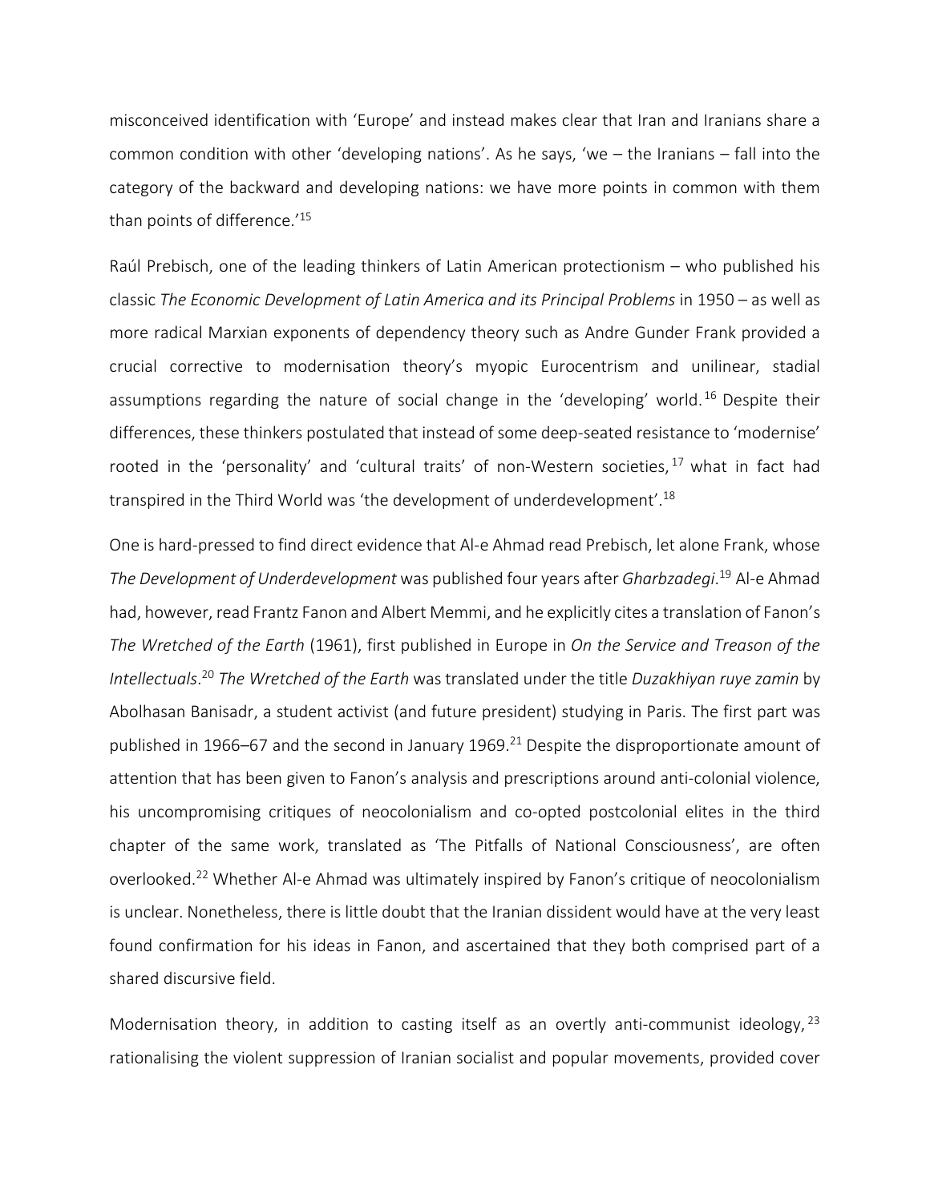misconceived identification with 'Europe' and instead makes clear that Iran and Iranians share a common condition with other 'developing nations'. As he says, 'we – the Iranians – fall into the category of the backward and developing nations: we have more points in common with them than points of difference.'[15]

Raúl Prebisch, one of the leading thinkers of Latin American protectionism – who published his classic *The Economic Development of Latin America and its Principal Problems* in 1950 – as well as more radical Marxian exponents of dependency theory such as Andre Gunder Frank provided a crucial corrective to modernisation theory's myopic Eurocentrism and unilinear, stadial assumptions regarding the nature of social change in the 'developing' world.[16] Despite their differences, these thinkers postulated that instead of some deep-seated resistance to 'modernise' rooted in the 'personality' and 'cultural traits' of non-Western societies,[17] what in fact had transpired in the Third World was 'the development of underdevelopment'.[18]

One is hard-pressed to find direct evidence that Al-e Ahmad read Prebisch, let alone Frank, whose *The Development of Underdevelopment* was published four years after *Gharbzadegi*.[19] Al-e Ahmad had, however, read Frantz Fanon and Albert Memmi, and he explicitly cites a translation of Fanon's *The Wretched of the Earth* (1961), first published in Europe in *On the Service and Treason of the Intellectuals*.[20] *The Wretched of the Earth* was translated under the title *Duzakhiyan ruye zamin* by Abolhasan Banisadr, a student activist (and future president) studying in Paris. The first part was published in 1966–67 and the second in January 1969.[21] Despite the disproportionate amount of attention that has been given to Fanon's analysis and prescriptions around anti-colonial violence, his uncompromising critiques of neocolonialism and co-opted postcolonial elites in the third chapter of the same work, translated as 'The Pitfalls of National Consciousness', are often overlooked.[22] Whether Al-e Ahmad was ultimately inspired by Fanon's critique of neocolonialism is unclear. Nonetheless, there is little doubt that the Iranian dissident would have at the very least found confirmation for his ideas in Fanon, and ascertained that they both comprised part of a shared discursive field.

Modernisation theory, in addition to casting itself as an overtly anti-communist ideology,[23] rationalising the violent suppression of Iranian socialist and popular movements, provided cover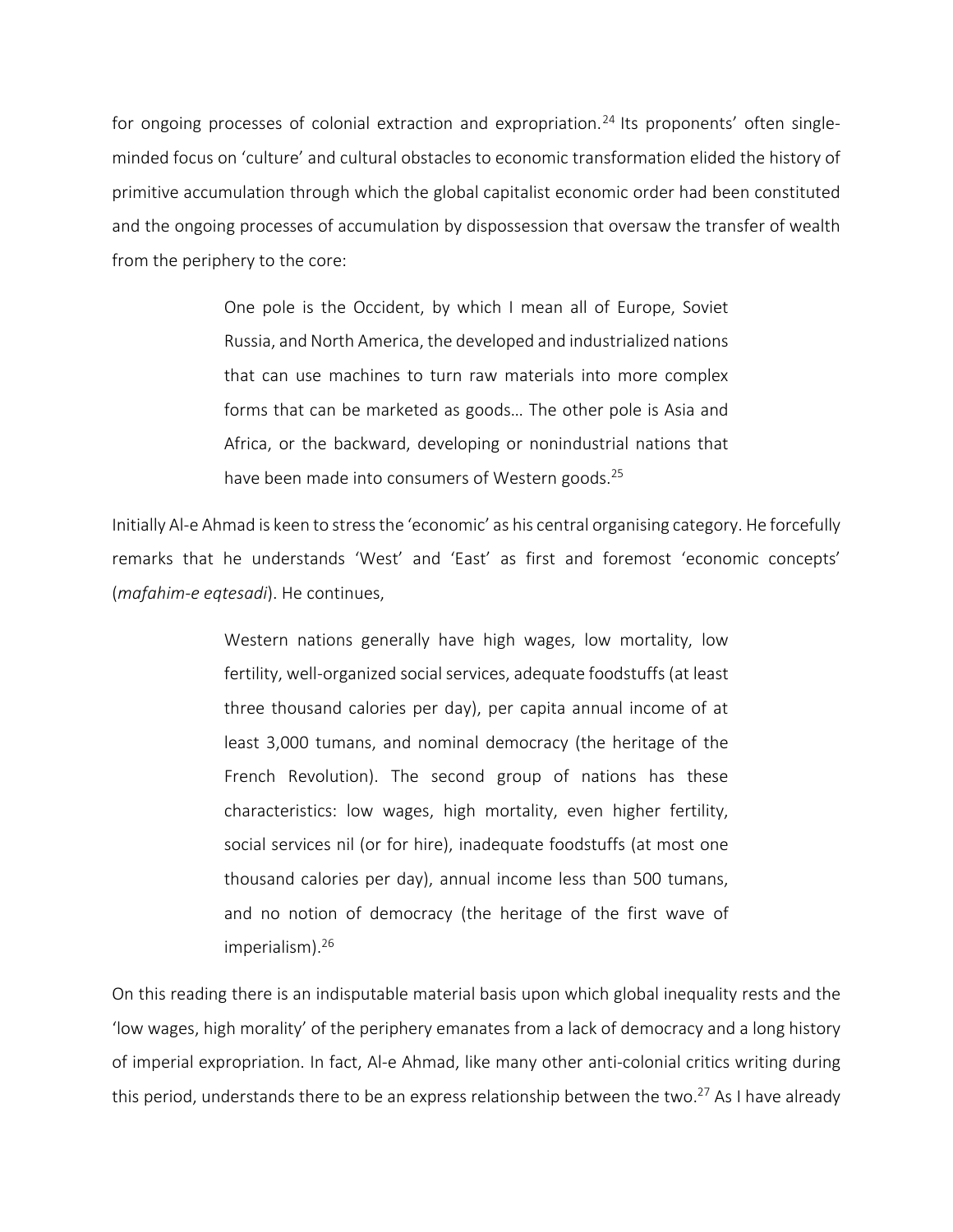for ongoing processes of colonial extraction and expropriation.[24] Its proponents' often single-minded focus on 'culture' and cultural obstacles to economic transformation elided the history of primitive accumulation through which the global capitalist economic order had been constituted and the ongoing processes of accumulation by dispossession that oversaw the transfer of wealth from the periphery to the core:

> One pole is the Occident, by which I mean all of Europe, Soviet Russia, and North America, the developed and industrialized nations that can use machines to turn raw materials into more complex forms that can be marketed as goods… The other pole is Asia and Africa, or the backward, developing or nonindustrial nations that have been made into consumers of Western goods.[25]

Initially Al-e Ahmad is keen to stress the 'economic' as his central organising category. He forcefully remarks that he understands 'West' and 'East' as first and foremost 'economic concepts' (*mafahim-e eqtesadi*). He continues,

> Western nations generally have high wages, low mortality, low fertility, well-organized social services, adequate foodstuffs (at least three thousand calories per day), per capita annual income of at least 3,000 tumans, and nominal democracy (the heritage of the French Revolution). The second group of nations has these characteristics: low wages, high mortality, even higher fertility, social services nil (or for hire), inadequate foodstuffs (at most one thousand calories per day), annual income less than 500 tumans, and no notion of democracy (the heritage of the first wave of imperialism).[26]

On this reading there is an indisputable material basis upon which global inequality rests and the 'low wages, high morality' of the periphery emanates from a lack of democracy and a long history of imperial expropriation. In fact, Al-e Ahmad, like many other anti-colonial critics writing during this period, understands there to be an express relationship between the two.[27] As I have already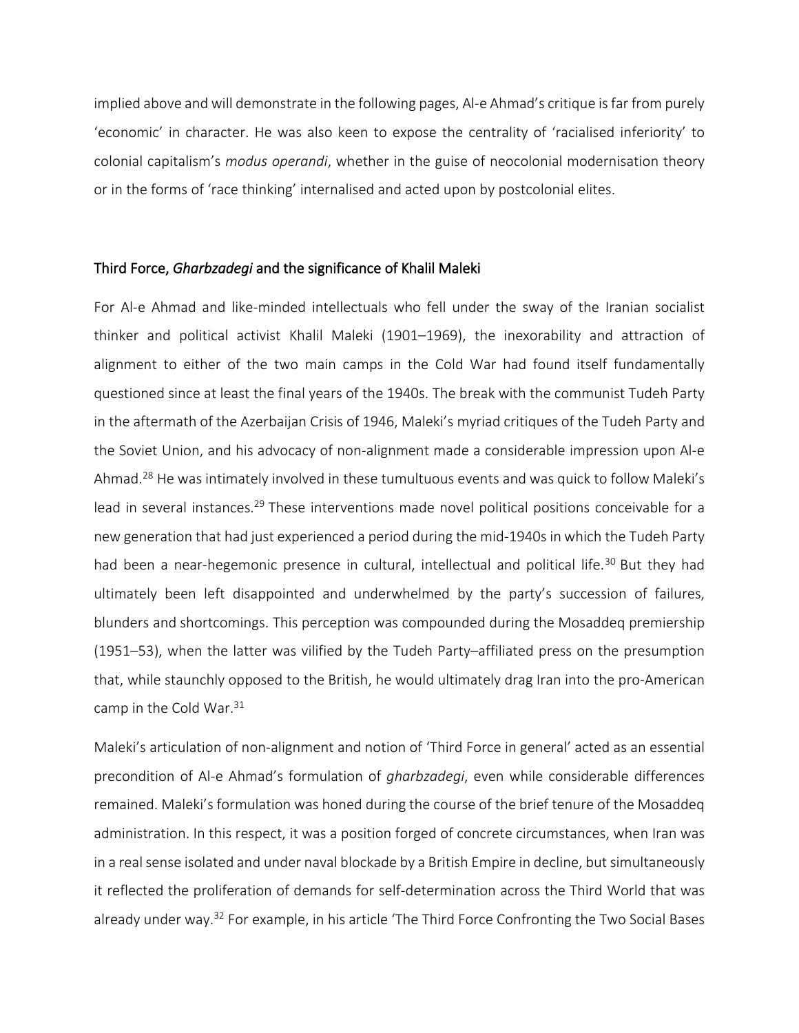implied above and will demonstrate in the following pages, Al-e Ahmad's critique is far from purely 'economic' in character. He was also keen to expose the centrality of 'racialised inferiority' to colonial capitalism's *modus operandi*, whether in the guise of neocolonial modernisation theory or in the forms of 'race thinking' internalised and acted upon by postcolonial elites.

## Third Force, *Gharbzadegi* and the significance of Khalil Maleki

For Al-e Ahmad and like-minded intellectuals who fell under the sway of the Iranian socialist thinker and political activist Khalil Maleki (1901–1969), the inexorability and attraction of alignment to either of the two main camps in the Cold War had found itself fundamentally questioned since at least the final years of the 1940s. The break with the communist Tudeh Party in the aftermath of the Azerbaijan Crisis of 1946, Maleki's myriad critiques of the Tudeh Party and the Soviet Union, and his advocacy of non-alignment made a considerable impression upon Al-e Ahmad.[28] He was intimately involved in these tumultuous events and was quick to follow Maleki's lead in several instances.[29] These interventions made novel political positions conceivable for a new generation that had just experienced a period during the mid-1940s in which the Tudeh Party had been a near-hegemonic presence in cultural, intellectual and political life.[30] But they had ultimately been left disappointed and underwhelmed by the party's succession of failures, blunders and shortcomings. This perception was compounded during the Mosaddeq premiership (1951–53), when the latter was vilified by the Tudeh Party–affiliated press on the presumption that, while staunchly opposed to the British, he would ultimately drag Iran into the pro-American camp in the Cold War.[31]

Maleki's articulation of non-alignment and notion of 'Third Force in general' acted as an essential precondition of Al-e Ahmad's formulation of *gharbzadegi*, even while considerable differences remained. Maleki's formulation was honed during the course of the brief tenure of the Mosaddeq administration. In this respect, it was a position forged of concrete circumstances, when Iran was in a real sense isolated and under naval blockade by a British Empire in decline, but simultaneously it reflected the proliferation of demands for self-determination across the Third World that was already under way.[32] For example, in his article 'The Third Force Confronting the Two Social Bases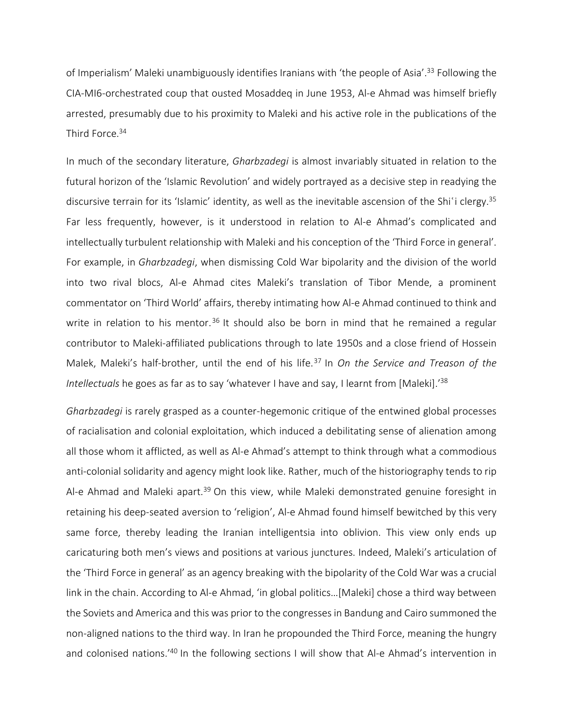of Imperialism' Maleki unambiguously identifies Iranians with 'the people of Asia'.[33] Following the CIA-MI6-orchestrated coup that ousted Mosaddeq in June 1953, Al-e Ahmad was himself briefly arrested, presumably due to his proximity to Maleki and his active role in the publications of the Third Force.[34]

In much of the secondary literature, *Gharbzadegi* is almost invariably situated in relation to the futural horizon of the 'Islamic Revolution' and widely portrayed as a decisive step in readying the discursive terrain for its 'Islamic' identity, as well as the inevitable ascension of the Shiʿi clergy.[35] Far less frequently, however, is it understood in relation to Al-e Ahmad's complicated and intellectually turbulent relationship with Maleki and his conception of the 'Third Force in general'. For example, in *Gharbzadegi*, when dismissing Cold War bipolarity and the division of the world into two rival blocs, Al-e Ahmad cites Maleki's translation of Tibor Mende, a prominent commentator on 'Third World' affairs, thereby intimating how Al-e Ahmad continued to think and write in relation to his mentor.[36] It should also be born in mind that he remained a regular contributor to Maleki-affiliated publications through to late 1950s and a close friend of Hossein Malek, Maleki's half-brother, until the end of his life.[37] In *On the Service and Treason of the Intellectuals* he goes as far as to say 'whatever I have and say, I learnt from [Maleki].'[38]

*Gharbzadegi* is rarely grasped as a counter-hegemonic critique of the entwined global processes of racialisation and colonial exploitation, which induced a debilitating sense of alienation among all those whom it afflicted, as well as Al-e Ahmad's attempt to think through what a commodious anti-colonial solidarity and agency might look like. Rather, much of the historiography tends to rip Al-e Ahmad and Maleki apart.[39] On this view, while Maleki demonstrated genuine foresight in retaining his deep-seated aversion to 'religion', Al-e Ahmad found himself bewitched by this very same force, thereby leading the Iranian intelligentsia into oblivion. This view only ends up caricaturing both men's views and positions at various junctures. Indeed, Maleki's articulation of the 'Third Force in general' as an agency breaking with the bipolarity of the Cold War was a crucial link in the chain. According to Al-e Ahmad, 'in global politics…[Maleki] chose a third way between the Soviets and America and this was prior to the congresses in Bandung and Cairo summoned the non-aligned nations to the third way. In Iran he propounded the Third Force, meaning the hungry and colonised nations.'[40] In the following sections I will show that Al-e Ahmad's intervention in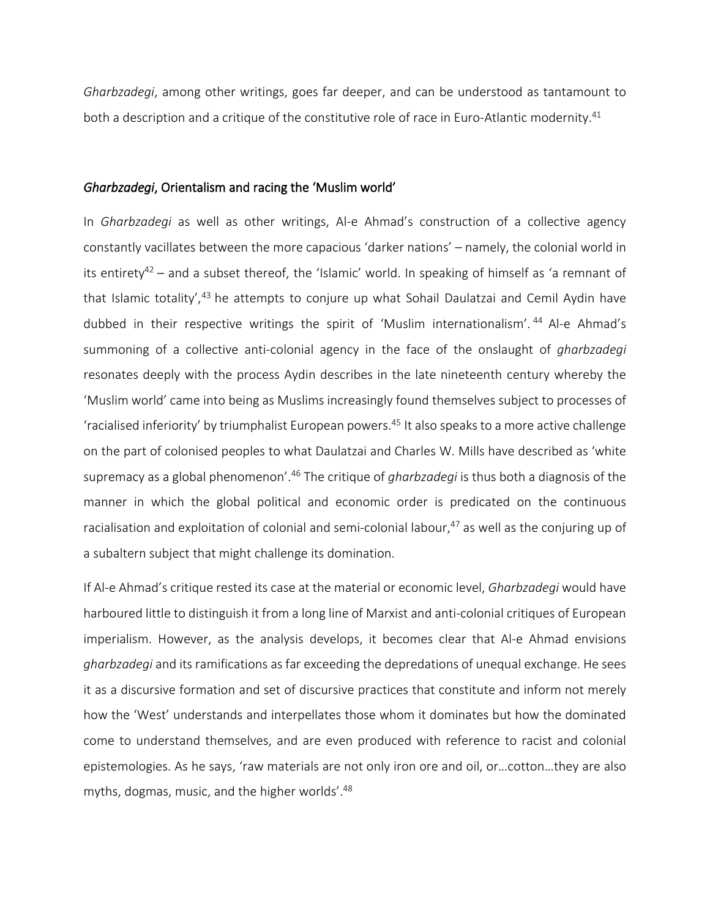*Gharbzadegi*, among other writings, goes far deeper, and can be understood as tantamount to both a description and a critique of the constitutive role of race in Euro-Atlantic modernity.[41]

## *Gharbzadegi*, Orientalism and racing the 'Muslim world'

In *Gharbzadegi* as well as other writings, Al-e Ahmad's construction of a collective agency constantly vacillates between the more capacious 'darker nations' – namely, the colonial world in its entirety[42] – and a subset thereof, the 'Islamic' world. In speaking of himself as 'a remnant of that Islamic totality',[43] he attempts to conjure up what Sohail Daulatzai and Cemil Aydin have dubbed in their respective writings the spirit of 'Muslim internationalism'.[44] Al-e Ahmad's summoning of a collective anti-colonial agency in the face of the onslaught of *gharbzadegi* resonates deeply with the process Aydin describes in the late nineteenth century whereby the 'Muslim world' came into being as Muslims increasingly found themselves subject to processes of 'racialised inferiority' by triumphalist European powers.[45] It also speaks to a more active challenge on the part of colonised peoples to what Daulatzai and Charles W. Mills have described as 'white supremacy as a global phenomenon'.[46] The critique of *gharbzadegi* is thus both a diagnosis of the manner in which the global political and economic order is predicated on the continuous racialisation and exploitation of colonial and semi-colonial labour,[47] as well as the conjuring up of a subaltern subject that might challenge its domination.

If Al-e Ahmad's critique rested its case at the material or economic level, *Gharbzadegi* would have harboured little to distinguish it from a long line of Marxist and anti-colonial critiques of European imperialism. However, as the analysis develops, it becomes clear that Al-e Ahmad envisions *gharbzadegi* and its ramifications as far exceeding the depredations of unequal exchange. He sees it as a discursive formation and set of discursive practices that constitute and inform not merely how the 'West' understands and interpellates those whom it dominates but how the dominated come to understand themselves, and are even produced with reference to racist and colonial epistemologies. As he says, 'raw materials are not only iron ore and oil, or…cotton…they are also myths, dogmas, music, and the higher worlds'.[48]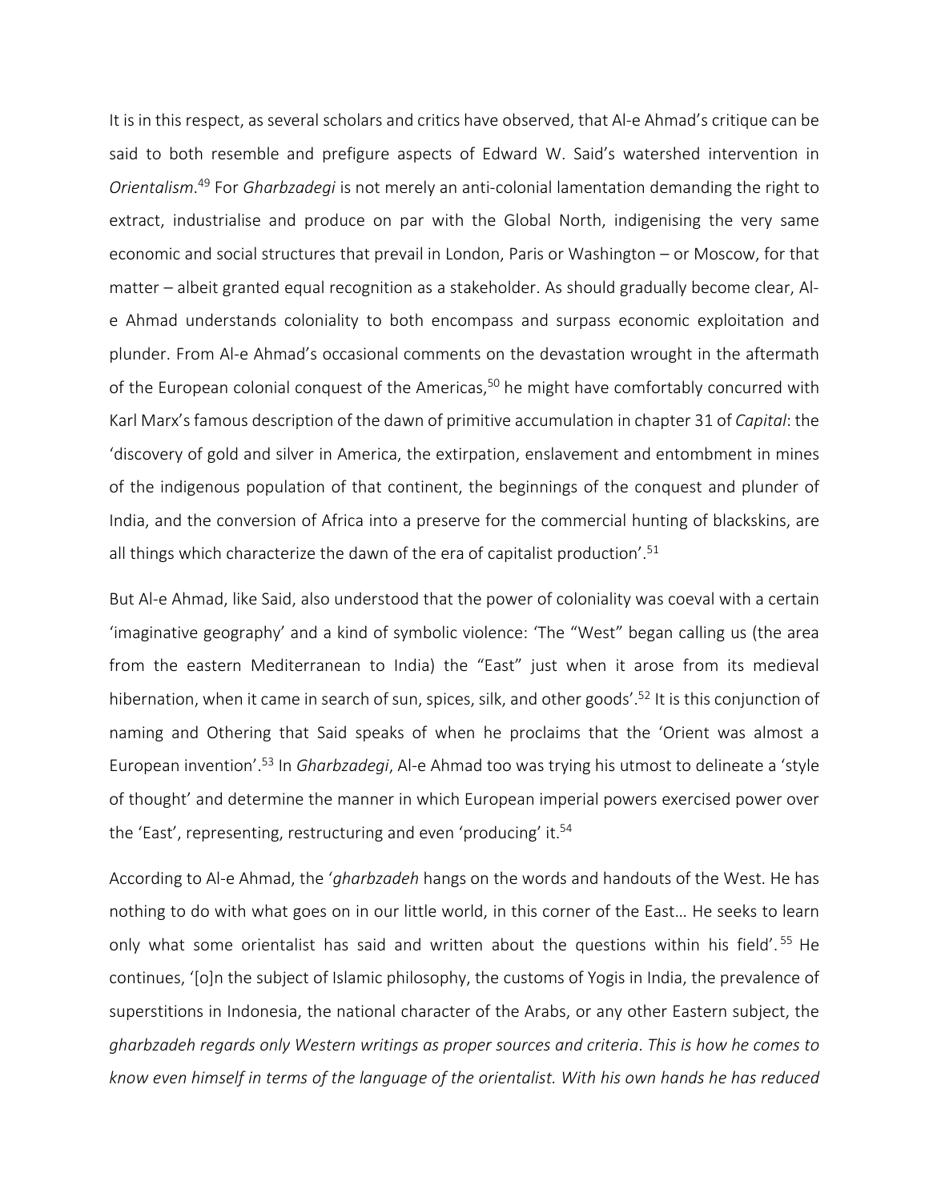It is in this respect, as several scholars and critics have observed, that Al-e Ahmad's critique can be said to both resemble and prefigure aspects of Edward W. Said's watershed intervention in *Orientalism*.[49] For *Gharbzadegi* is not merely an anti-colonial lamentation demanding the right to extract, industrialise and produce on par with the Global North, indigenising the very same economic and social structures that prevail in London, Paris or Washington – or Moscow, for that matter – albeit granted equal recognition as a stakeholder. As should gradually become clear, Al-e Ahmad understands coloniality to both encompass and surpass economic exploitation and plunder. From Al-e Ahmad's occasional comments on the devastation wrought in the aftermath of the European colonial conquest of the Americas,[50] he might have comfortably concurred with Karl Marx's famous description of the dawn of primitive accumulation in chapter 31 of *Capital*: the 'discovery of gold and silver in America, the extirpation, enslavement and entombment in mines of the indigenous population of that continent, the beginnings of the conquest and plunder of India, and the conversion of Africa into a preserve for the commercial hunting of blackskins, are all things which characterize the dawn of the era of capitalist production'.[51]

But Al-e Ahmad, like Said, also understood that the power of coloniality was coeval with a certain 'imaginative geography' and a kind of symbolic violence: 'The "West" began calling us (the area from the eastern Mediterranean to India) the "East" just when it arose from its medieval hibernation, when it came in search of sun, spices, silk, and other goods'.[52] It is this conjunction of naming and Othering that Said speaks of when he proclaims that the 'Orient was almost a European invention'.[53] In *Gharbzadegi*, Al-e Ahmad too was trying his utmost to delineate a 'style of thought' and determine the manner in which European imperial powers exercised power over the 'East', representing, restructuring and even 'producing' it.[54]

According to Al-e Ahmad, the '*gharbzadeh* hangs on the words and handouts of the West. He has nothing to do with what goes on in our little world, in this corner of the East… He seeks to learn only what some orientalist has said and written about the questions within his field'.[55] He continues, '[o]n the subject of Islamic philosophy, the customs of Yogis in India, the prevalence of superstitions in Indonesia, the national character of the Arabs, or any other Eastern subject, the *gharbzadeh regards only Western writings as proper sources and criteria*. *This is how he comes to know even himself in terms of the language of the orientalist. With his own hands he has reduced*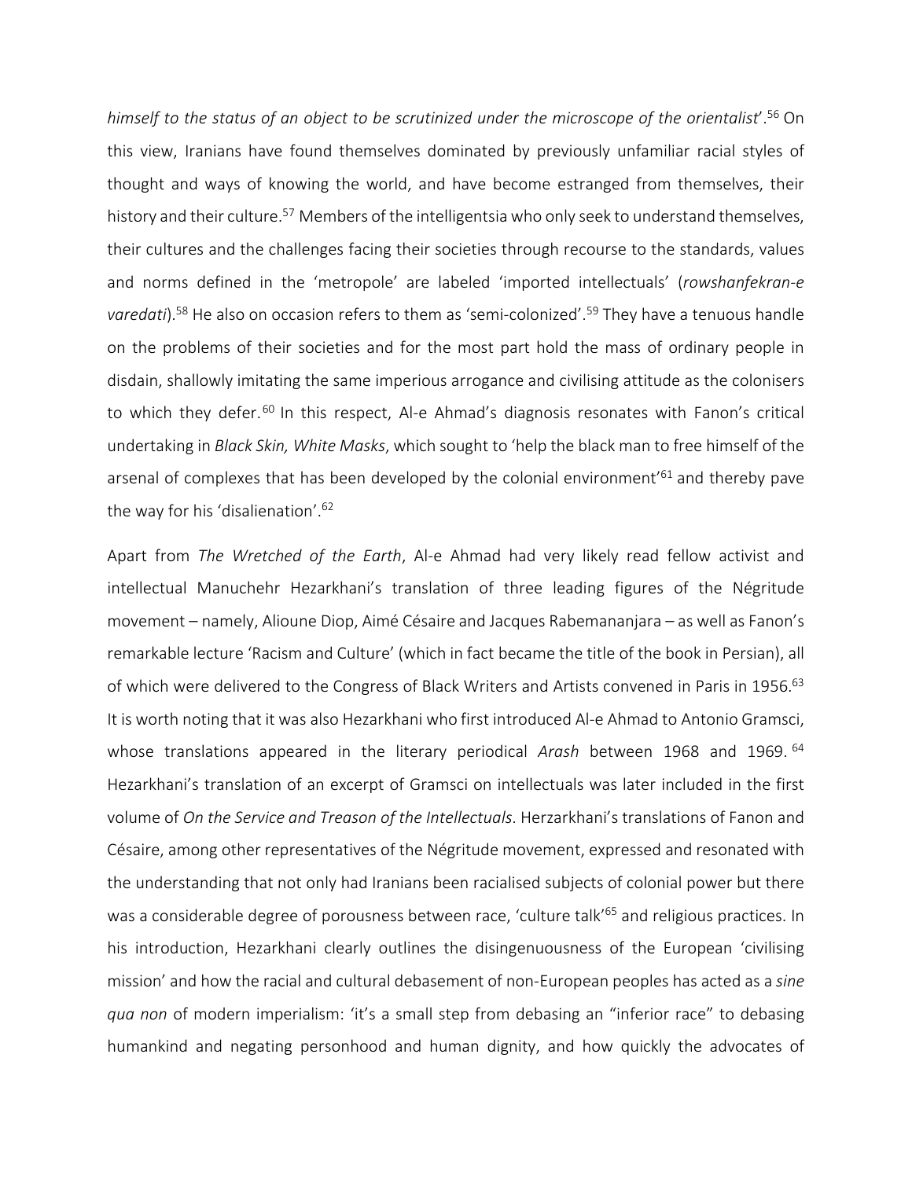*himself to the status of an object to be scrutinized under the microscope of the orientalist*'.[56] On this view, Iranians have found themselves dominated by previously unfamiliar racial styles of thought and ways of knowing the world, and have become estranged from themselves, their history and their culture.[57] Members of the intelligentsia who only seek to understand themselves, their cultures and the challenges facing their societies through recourse to the standards, values and norms defined in the 'metropole' are labeled 'imported intellectuals' (*rowshanfekran-e varedati*).[58] He also on occasion refers to them as 'semi-colonized'.[59] They have a tenuous handle on the problems of their societies and for the most part hold the mass of ordinary people in disdain, shallowly imitating the same imperious arrogance and civilising attitude as the colonisers to which they defer.[60] In this respect, Al-e Ahmad's diagnosis resonates with Fanon's critical undertaking in *Black Skin, White Masks*, which sought to 'help the black man to free himself of the arsenal of complexes that has been developed by the colonial environment'[61] and thereby pave the way for his 'disalienation'.[62]

Apart from *The Wretched of the Earth*, Al-e Ahmad had very likely read fellow activist and intellectual Manuchehr Hezarkhani's translation of three leading figures of the Négritude movement – namely, Alioune Diop, Aimé Césaire and Jacques Rabemananjara – as well as Fanon's remarkable lecture 'Racism and Culture' (which in fact became the title of the book in Persian), all of which were delivered to the Congress of Black Writers and Artists convened in Paris in 1956.[63] It is worth noting that it was also Hezarkhani who first introduced Al-e Ahmad to Antonio Gramsci, whose translations appeared in the literary periodical *Arash* between 1968 and 1969.[64] Hezarkhani's translation of an excerpt of Gramsci on intellectuals was later included in the first volume of *On the Service and Treason of the Intellectuals*. Herzarkhani's translations of Fanon and Césaire, among other representatives of the Négritude movement, expressed and resonated with the understanding that not only had Iranians been racialised subjects of colonial power but there was a considerable degree of porousness between race, 'culture talk'[65] and religious practices. In his introduction, Hezarkhani clearly outlines the disingenuousness of the European 'civilising mission' and how the racial and cultural debasement of non-European peoples has acted as a *sine qua non* of modern imperialism: 'it's a small step from debasing an "inferior race" to debasing humankind and negating personhood and human dignity, and how quickly the advocates of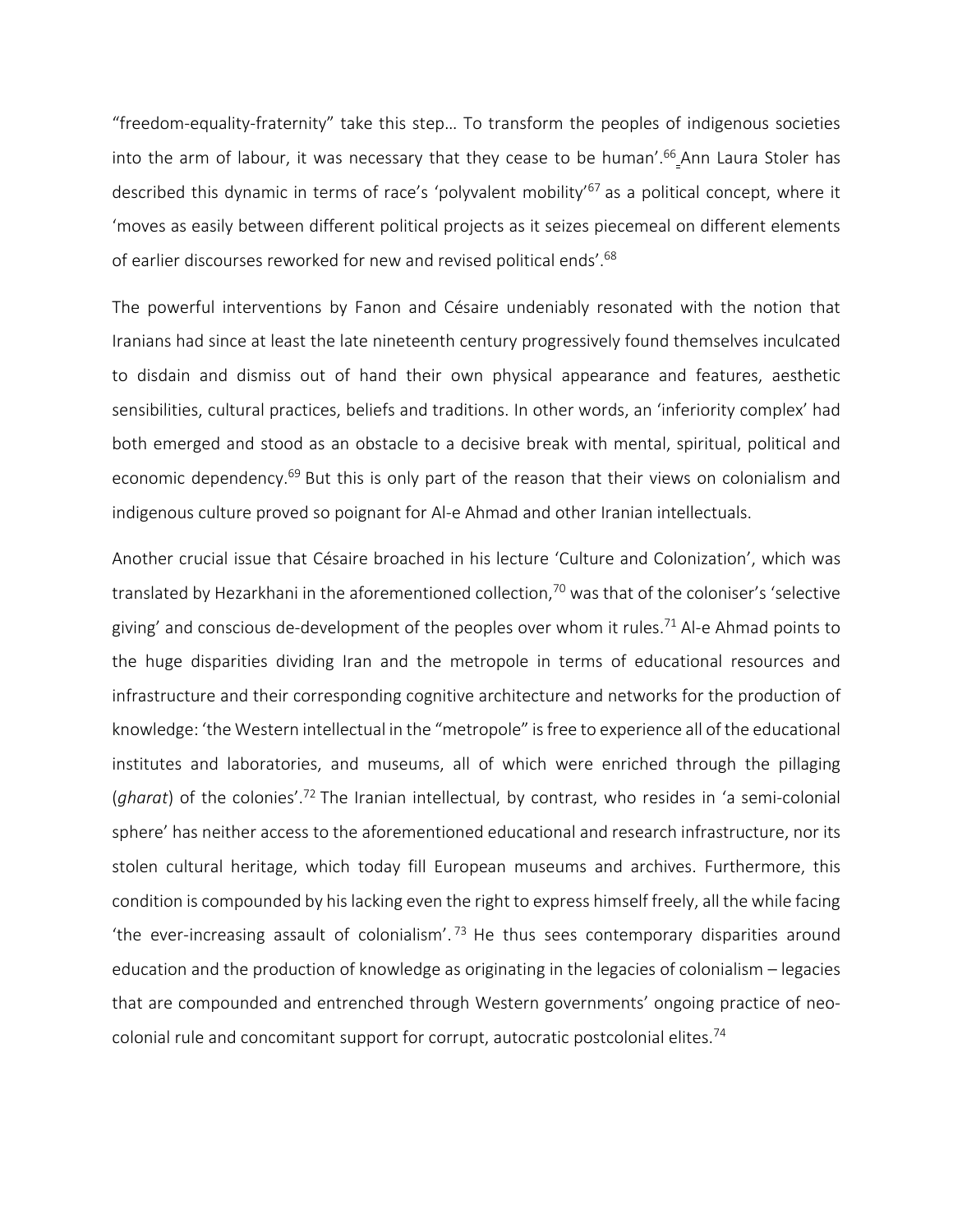"freedom-equality-fraternity" take this step… To transform the peoples of indigenous societies into the arm of labour, it was necessary that they cease to be human'.[66] Ann Laura Stoler has described this dynamic in terms of race's 'polyvalent mobility'[67] as a political concept, where it 'moves as easily between different political projects as it seizes piecemeal on different elements of earlier discourses reworked for new and revised political ends'.[68]

The powerful interventions by Fanon and Césaire undeniably resonated with the notion that Iranians had since at least the late nineteenth century progressively found themselves inculcated to disdain and dismiss out of hand their own physical appearance and features, aesthetic sensibilities, cultural practices, beliefs and traditions. In other words, an 'inferiority complex' had both emerged and stood as an obstacle to a decisive break with mental, spiritual, political and economic dependency.[69] But this is only part of the reason that their views on colonialism and indigenous culture proved so poignant for Al-e Ahmad and other Iranian intellectuals.

Another crucial issue that Césaire broached in his lecture 'Culture and Colonization', which was translated by Hezarkhani in the aforementioned collection,[70] was that of the coloniser's 'selective giving' and conscious de-development of the peoples over whom it rules.[71] Al-e Ahmad points to the huge disparities dividing Iran and the metropole in terms of educational resources and infrastructure and their corresponding cognitive architecture and networks for the production of knowledge: 'the Western intellectual in the "metropole" is free to experience all of the educational institutes and laboratories, and museums, all of which were enriched through the pillaging (*gharat*) of the colonies'.[72] The Iranian intellectual, by contrast, who resides in 'a semi-colonial sphere' has neither access to the aforementioned educational and research infrastructure, nor its stolen cultural heritage, which today fill European museums and archives. Furthermore, this condition is compounded by his lacking even the right to express himself freely, all the while facing 'the ever-increasing assault of colonialism'.[73] He thus sees contemporary disparities around education and the production of knowledge as originating in the legacies of colonialism – legacies that are compounded and entrenched through Western governments' ongoing practice of neo-colonial rule and concomitant support for corrupt, autocratic postcolonial elites.[74]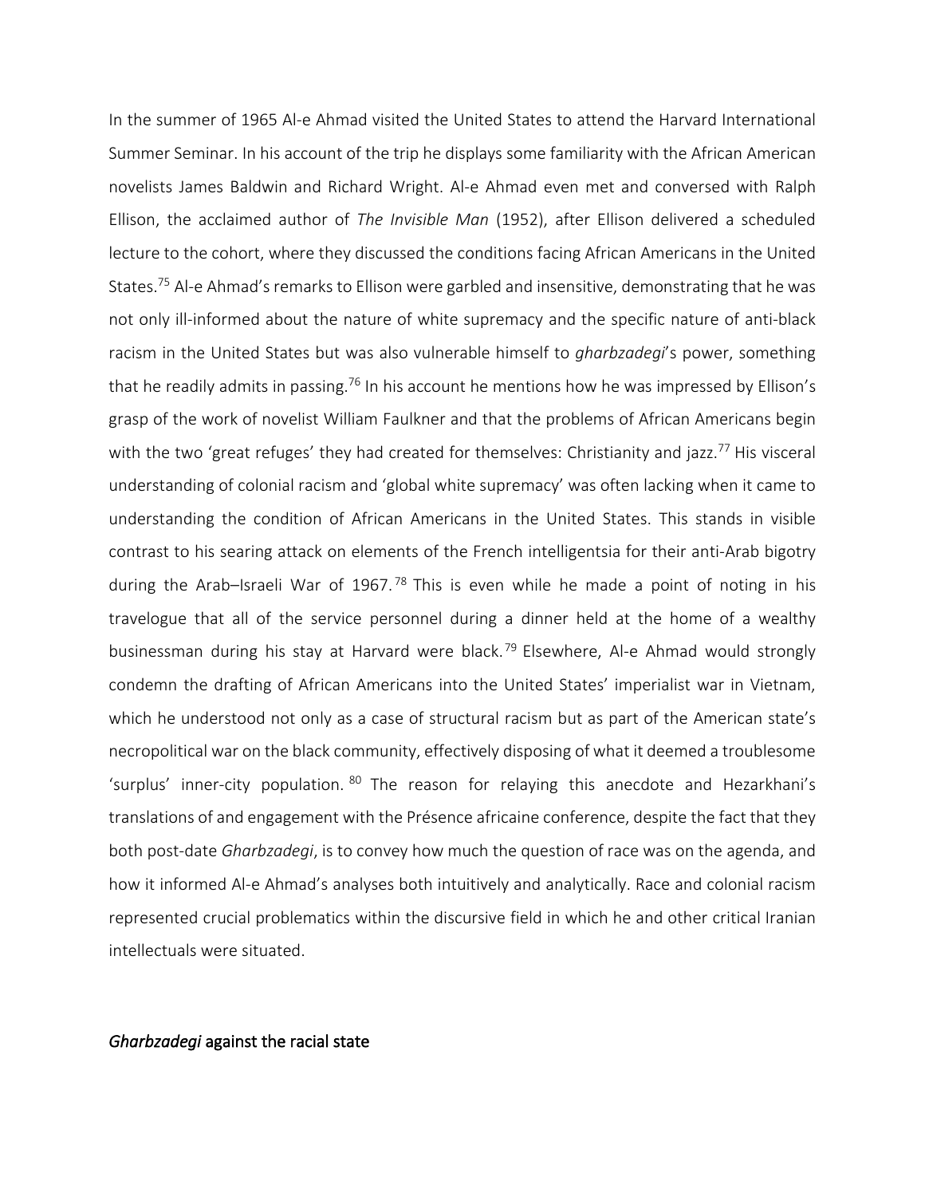In the summer of 1965 Al-e Ahmad visited the United States to attend the Harvard International Summer Seminar. In his account of the trip he displays some familiarity with the African American novelists James Baldwin and Richard Wright. Al-e Ahmad even met and conversed with Ralph Ellison, the acclaimed author of *The Invisible Man* (1952), after Ellison delivered a scheduled lecture to the cohort, where they discussed the conditions facing African Americans in the United States.[75] Al-e Ahmad's remarks to Ellison were garbled and insensitive, demonstrating that he was not only ill-informed about the nature of white supremacy and the specific nature of anti-black racism in the United States but was also vulnerable himself to *gharbzadegi*'s power, something that he readily admits in passing.[76] In his account he mentions how he was impressed by Ellison's grasp of the work of novelist William Faulkner and that the problems of African Americans begin with the two 'great refuges' they had created for themselves: Christianity and jazz.[77] His visceral understanding of colonial racism and 'global white supremacy' was often lacking when it came to understanding the condition of African Americans in the United States. This stands in visible contrast to his searing attack on elements of the French intelligentsia for their anti-Arab bigotry during the Arab–Israeli War of 1967.[78] This is even while he made a point of noting in his travelogue that all of the service personnel during a dinner held at the home of a wealthy businessman during his stay at Harvard were black.[79] Elsewhere, Al-e Ahmad would strongly condemn the drafting of African Americans into the United States' imperialist war in Vietnam, which he understood not only as a case of structural racism but as part of the American state's necropolitical war on the black community, effectively disposing of what it deemed a troublesome 'surplus' inner-city population.[80] The reason for relaying this anecdote and Hezarkhani's translations of and engagement with the Présence africaine conference, despite the fact that they both post-date *Gharbzadegi*, is to convey how much the question of race was on the agenda, and how it informed Al-e Ahmad's analyses both intuitively and analytically. Race and colonial racism represented crucial problematics within the discursive field in which he and other critical Iranian intellectuals were situated.

## *Gharbzadegi* against the racial state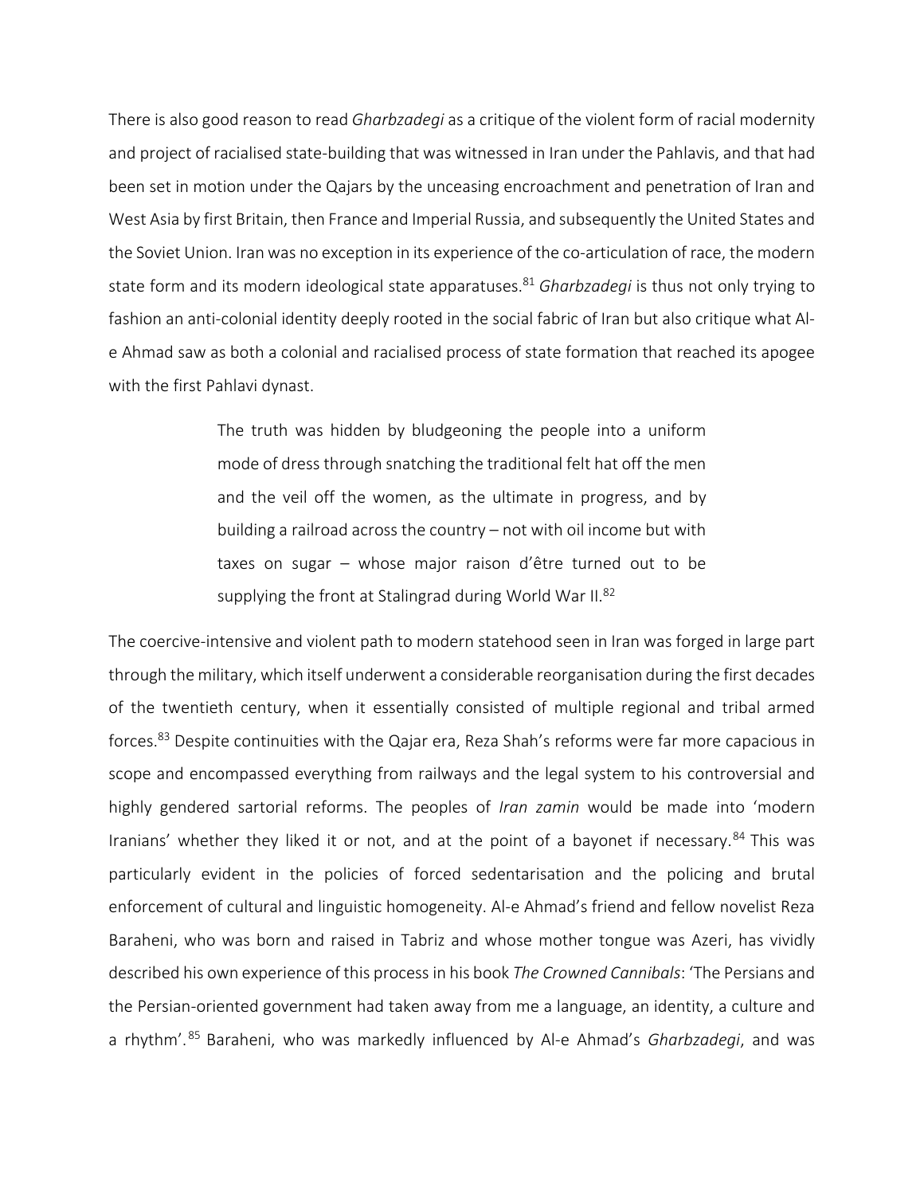There is also good reason to read *Gharbzadegi* as a critique of the violent form of racial modernity and project of racialised state-building that was witnessed in Iran under the Pahlavis, and that had been set in motion under the Qajars by the unceasing encroachment and penetration of Iran and West Asia by first Britain, then France and Imperial Russia, and subsequently the United States and the Soviet Union. Iran was no exception in its experience of the co-articulation of race, the modern state form and its modern ideological state apparatuses.[81] *Gharbzadegi* is thus not only trying to fashion an anti-colonial identity deeply rooted in the social fabric of Iran but also critique what Al-e Ahmad saw as both a colonial and racialised process of state formation that reached its apogee with the first Pahlavi dynast.

> The truth was hidden by bludgeoning the people into a uniform mode of dress through snatching the traditional felt hat off the men and the veil off the women, as the ultimate in progress, and by building a railroad across the country – not with oil income but with taxes on sugar – whose major raison d'être turned out to be supplying the front at Stalingrad during World War II.[82]

The coercive-intensive and violent path to modern statehood seen in Iran was forged in large part through the military, which itself underwent a considerable reorganisation during the first decades of the twentieth century, when it essentially consisted of multiple regional and tribal armed forces.[83] Despite continuities with the Qajar era, Reza Shah's reforms were far more capacious in scope and encompassed everything from railways and the legal system to his controversial and highly gendered sartorial reforms. The peoples of *Iran zamin* would be made into 'modern Iranians' whether they liked it or not, and at the point of a bayonet if necessary.[84] This was particularly evident in the policies of forced sedentarisation and the policing and brutal enforcement of cultural and linguistic homogeneity. Al-e Ahmad's friend and fellow novelist Reza Baraheni, who was born and raised in Tabriz and whose mother tongue was Azeri, has vividly described his own experience of this process in his book *The Crowned Cannibals*: 'The Persians and the Persian-oriented government had taken away from me a language, an identity, a culture and a rhythm'.[85] Baraheni, who was markedly influenced by Al-e Ahmad's *Gharbzadegi*, and was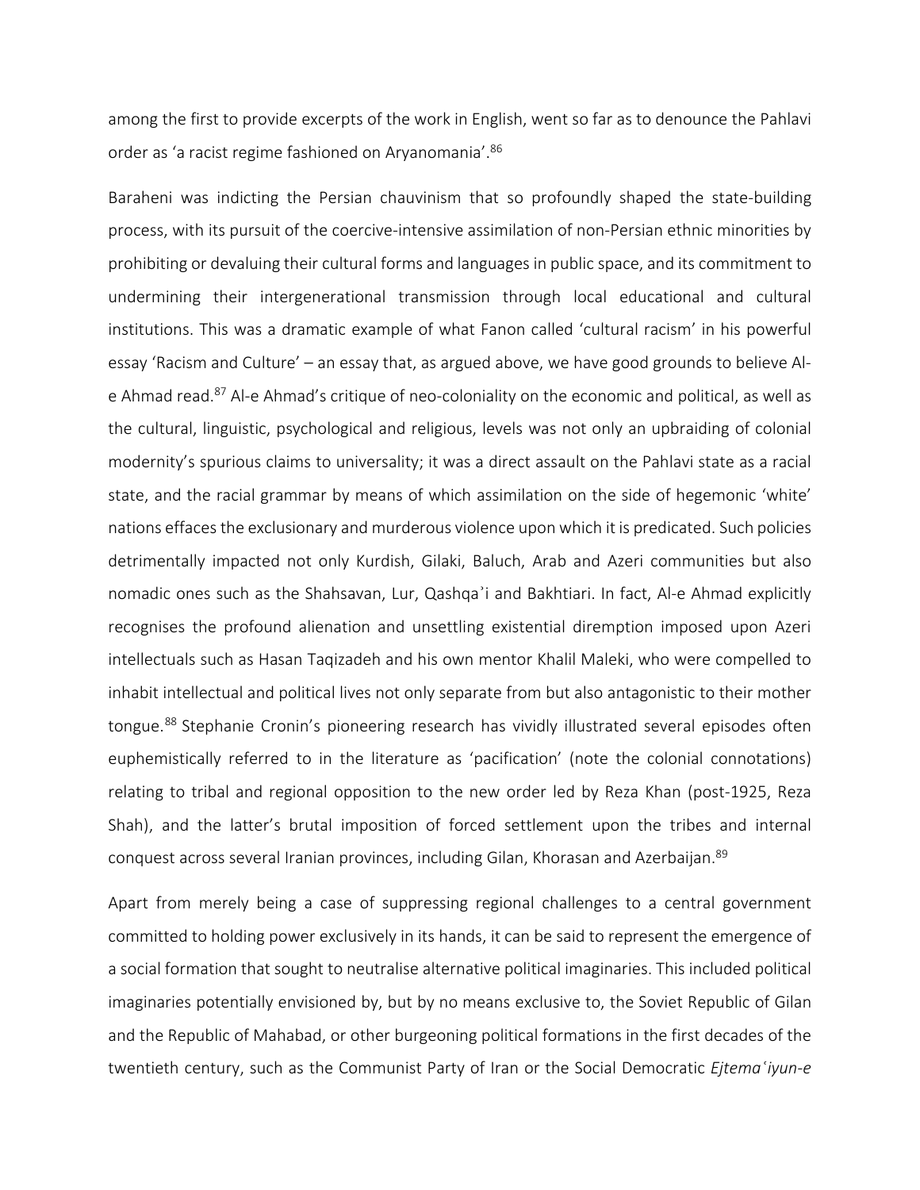among the first to provide excerpts of the work in English, went so far as to denounce the Pahlavi order as 'a racist regime fashioned on Aryanomania'.[86]

Baraheni was indicting the Persian chauvinism that so profoundly shaped the state-building process, with its pursuit of the coercive-intensive assimilation of non-Persian ethnic minorities by prohibiting or devaluing their cultural forms and languages in public space, and its commitment to undermining their intergenerational transmission through local educational and cultural institutions. This was a dramatic example of what Fanon called 'cultural racism' in his powerful essay 'Racism and Culture' – an essay that, as argued above, we have good grounds to believe Al-e Ahmad read.[87] Al-e Ahmad's critique of neo-coloniality on the economic and political, as well as the cultural, linguistic, psychological and religious, levels was not only an upbraiding of colonial modernity's spurious claims to universality; it was a direct assault on the Pahlavi state as a racial state, and the racial grammar by means of which assimilation on the side of hegemonic 'white' nations effaces the exclusionary and murderous violence upon which it is predicated. Such policies detrimentally impacted not only Kurdish, Gilaki, Baluch, Arab and Azeri communities but also nomadic ones such as the Shahsavan, Lur, Qashqaʾi and Bakhtiari. In fact, Al-e Ahmad explicitly recognises the profound alienation and unsettling existential diremption imposed upon Azeri intellectuals such as Hasan Taqizadeh and his own mentor Khalil Maleki, who were compelled to inhabit intellectual and political lives not only separate from but also antagonistic to their mother tongue.[88] Stephanie Cronin's pioneering research has vividly illustrated several episodes often euphemistically referred to in the literature as 'pacification' (note the colonial connotations) relating to tribal and regional opposition to the new order led by Reza Khan (post-1925, Reza Shah), and the latter's brutal imposition of forced settlement upon the tribes and internal conquest across several Iranian provinces, including Gilan, Khorasan and Azerbaijan.[89]

Apart from merely being a case of suppressing regional challenges to a central government committed to holding power exclusively in its hands, it can be said to represent the emergence of a social formation that sought to neutralise alternative political imaginaries. This included political imaginaries potentially envisioned by, but by no means exclusive to, the Soviet Republic of Gilan and the Republic of Mahabad, or other burgeoning political formations in the first decades of the twentieth century, such as the Communist Party of Iran or the Social Democratic *Ejtemaʿiyun-e*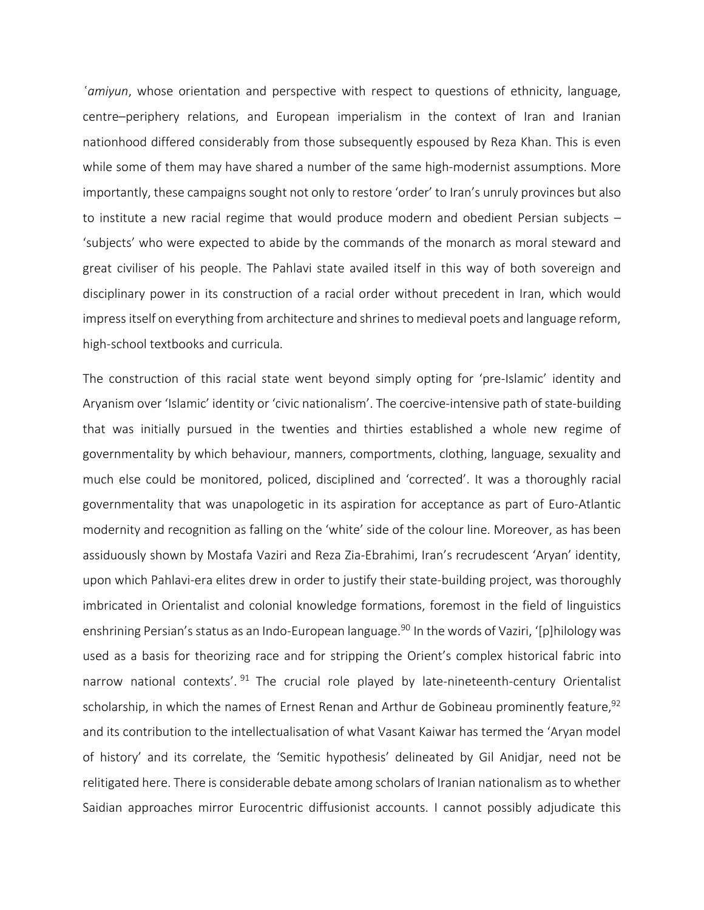*ʿamiyun*, whose orientation and perspective with respect to questions of ethnicity, language, centre–periphery relations, and European imperialism in the context of Iran and Iranian nationhood differed considerably from those subsequently espoused by Reza Khan. This is even while some of them may have shared a number of the same high-modernist assumptions. More importantly, these campaigns sought not only to restore 'order' to Iran's unruly provinces but also to institute a new racial regime that would produce modern and obedient Persian subjects – 'subjects' who were expected to abide by the commands of the monarch as moral steward and great civiliser of his people. The Pahlavi state availed itself in this way of both sovereign and disciplinary power in its construction of a racial order without precedent in Iran, which would impress itself on everything from architecture and shrines to medieval poets and language reform, high-school textbooks and curricula.

The construction of this racial state went beyond simply opting for 'pre-Islamic' identity and Aryanism over 'Islamic' identity or 'civic nationalism'. The coercive-intensive path of state-building that was initially pursued in the twenties and thirties established a whole new regime of governmentality by which behaviour, manners, comportments, clothing, language, sexuality and much else could be monitored, policed, disciplined and 'corrected'. It was a thoroughly racial governmentality that was unapologetic in its aspiration for acceptance as part of Euro-Atlantic modernity and recognition as falling on the 'white' side of the colour line. Moreover, as has been assiduously shown by Mostafa Vaziri and Reza Zia-Ebrahimi, Iran's recrudescent 'Aryan' identity, upon which Pahlavi-era elites drew in order to justify their state-building project, was thoroughly imbricated in Orientalist and colonial knowledge formations, foremost in the field of linguistics enshrining Persian's status as an Indo-European language.[90] In the words of Vaziri, '[p]hilology was used as a basis for theorizing race and for stripping the Orient's complex historical fabric into narrow national contexts'.[91] The crucial role played by late-nineteenth-century Orientalist scholarship, in which the names of Ernest Renan and Arthur de Gobineau prominently feature,[92] and its contribution to the intellectualisation of what Vasant Kaiwar has termed the 'Aryan model of history' and its correlate, the 'Semitic hypothesis' delineated by Gil Anidjar, need not be relitigated here. There is considerable debate among scholars of Iranian nationalism as to whether Saidian approaches mirror Eurocentric diffusionist accounts. I cannot possibly adjudicate this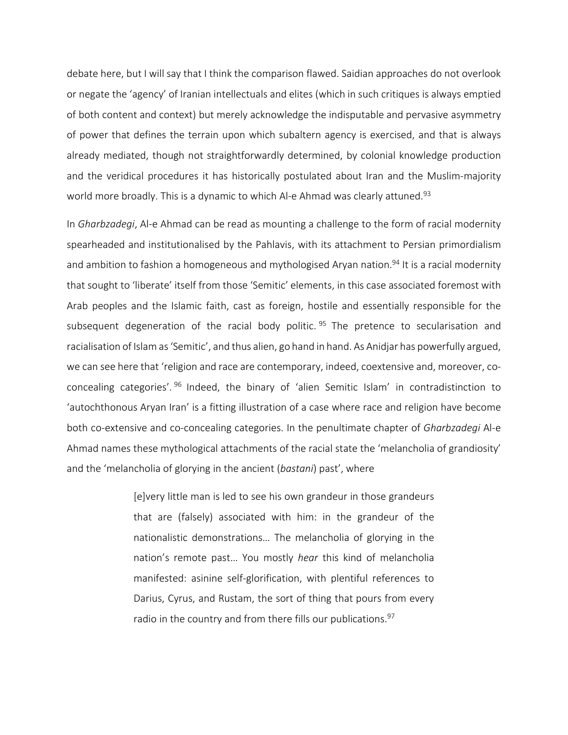debate here, but I will say that I think the comparison flawed. Saidian approaches do not overlook or negate the 'agency' of Iranian intellectuals and elites (which in such critiques is always emptied of both content and context) but merely acknowledge the indisputable and pervasive asymmetry of power that defines the terrain upon which subaltern agency is exercised, and that is always already mediated, though not straightforwardly determined, by colonial knowledge production and the veridical procedures it has historically postulated about Iran and the Muslim-majority world more broadly. This is a dynamic to which Al-e Ahmad was clearly attuned.[93]

In *Gharbzadegi*, Al-e Ahmad can be read as mounting a challenge to the form of racial modernity spearheaded and institutionalised by the Pahlavis, with its attachment to Persian primordialism and ambition to fashion a homogeneous and mythologised Aryan nation.[94] It is a racial modernity that sought to 'liberate' itself from those 'Semitic' elements, in this case associated foremost with Arab peoples and the Islamic faith, cast as foreign, hostile and essentially responsible for the subsequent degeneration of the racial body politic.[95] The pretence to secularisation and racialisation of Islam as 'Semitic', and thus alien, go hand in hand. As Anidjar has powerfully argued, we can see here that 'religion and race are contemporary, indeed, coextensive and, moreover, co-concealing categories'.[96] Indeed, the binary of 'alien Semitic Islam' in contradistinction to 'autochthonous Aryan Iran' is a fitting illustration of a case where race and religion have become both co-extensive and co-concealing categories. In the penultimate chapter of *Gharbzadegi* Al-e Ahmad names these mythological attachments of the racial state the 'melancholia of grandiosity' and the 'melancholia of glorying in the ancient (*bastani*) past', where

> [e]very little man is led to see his own grandeur in those grandeurs that are (falsely) associated with him: in the grandeur of the nationalistic demonstrations… The melancholia of glorying in the nation's remote past… You mostly *hear* this kind of melancholia manifested: asinine self-glorification, with plentiful references to Darius, Cyrus, and Rustam, the sort of thing that pours from every radio in the country and from there fills our publications.[97]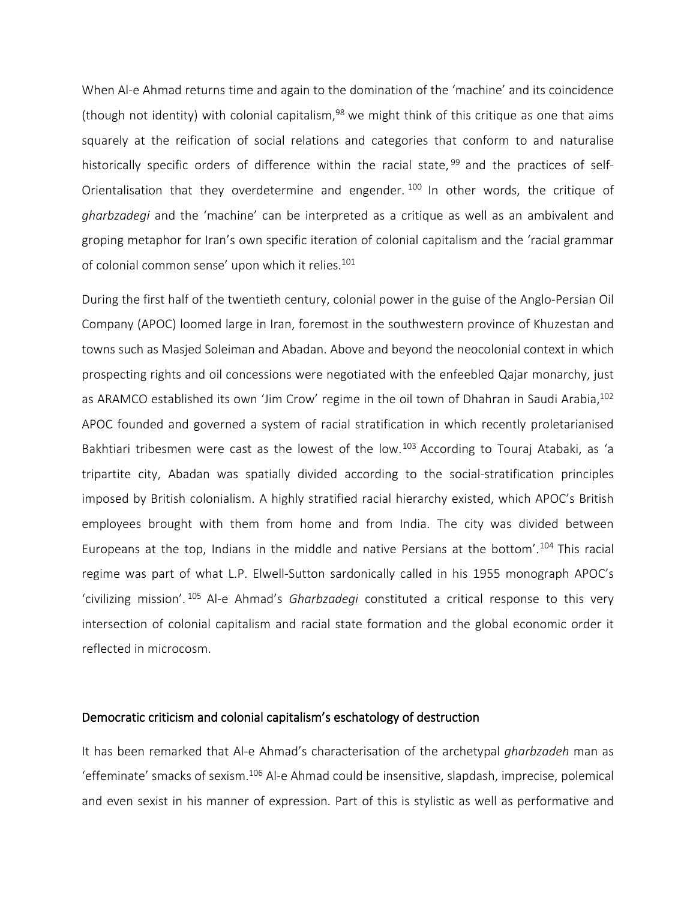When Al-e Ahmad returns time and again to the domination of the 'machine' and its coincidence (though not identity) with colonial capitalism,[98] we might think of this critique as one that aims squarely at the reification of social relations and categories that conform to and naturalise historically specific orders of difference within the racial state,[99] and the practices of self-Orientalisation that they overdetermine and engender.[100] In other words, the critique of *gharbzadegi* and the 'machine' can be interpreted as a critique as well as an ambivalent and groping metaphor for Iran's own specific iteration of colonial capitalism and the 'racial grammar of colonial common sense' upon which it relies.[101]

During the first half of the twentieth century, colonial power in the guise of the Anglo-Persian Oil Company (APOC) loomed large in Iran, foremost in the southwestern province of Khuzestan and towns such as Masjed Soleiman and Abadan. Above and beyond the neocolonial context in which prospecting rights and oil concessions were negotiated with the enfeebled Qajar monarchy, just as ARAMCO established its own 'Jim Crow' regime in the oil town of Dhahran in Saudi Arabia,[102] APOC founded and governed a system of racial stratification in which recently proletarianised Bakhtiari tribesmen were cast as the lowest of the low.[103] According to Touraj Atabaki, as 'a tripartite city, Abadan was spatially divided according to the social-stratification principles imposed by British colonialism. A highly stratified racial hierarchy existed, which APOC's British employees brought with them from home and from India. The city was divided between Europeans at the top, Indians in the middle and native Persians at the bottom'.[104] This racial regime was part of what L.P. Elwell-Sutton sardonically called in his 1955 monograph APOC's 'civilizing mission'.[105] Al-e Ahmad's *Gharbzadegi* constituted a critical response to this very intersection of colonial capitalism and racial state formation and the global economic order it reflected in microcosm.

## Democratic criticism and colonial capitalism's eschatology of destruction

It has been remarked that Al-e Ahmad's characterisation of the archetypal *gharbzadeh* man as 'effeminate' smacks of sexism.[106] Al-e Ahmad could be insensitive, slapdash, imprecise, polemical and even sexist in his manner of expression. Part of this is stylistic as well as performative and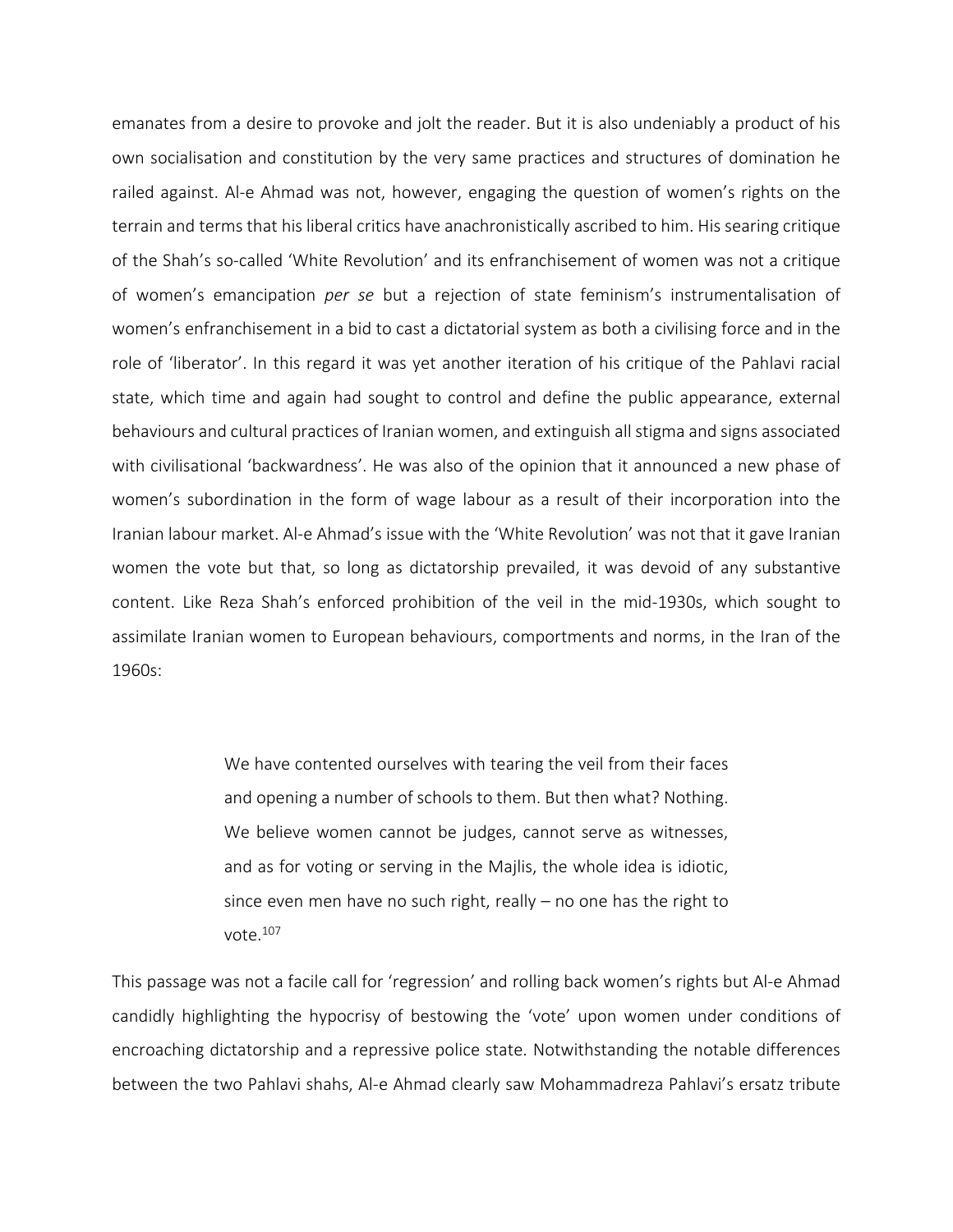emanates from a desire to provoke and jolt the reader. But it is also undeniably a product of his own socialisation and constitution by the very same practices and structures of domination he railed against. Al-e Ahmad was not, however, engaging the question of women's rights on the terrain and terms that his liberal critics have anachronistically ascribed to him. His searing critique of the Shah's so-called 'White Revolution' and its enfranchisement of women was not a critique of women's emancipation *per se* but a rejection of state feminism's instrumentalisation of women's enfranchisement in a bid to cast a dictatorial system as both a civilising force and in the role of 'liberator'. In this regard it was yet another iteration of his critique of the Pahlavi racial state, which time and again had sought to control and define the public appearance, external behaviours and cultural practices of Iranian women, and extinguish all stigma and signs associated with civilisational 'backwardness'. He was also of the opinion that it announced a new phase of women's subordination in the form of wage labour as a result of their incorporation into the Iranian labour market. Al-e Ahmad's issue with the 'White Revolution' was not that it gave Iranian women the vote but that, so long as dictatorship prevailed, it was devoid of any substantive content. Like Reza Shah's enforced prohibition of the veil in the mid-1930s, which sought to assimilate Iranian women to European behaviours, comportments and norms, in the Iran of the 1960s:

> We have contented ourselves with tearing the veil from their faces and opening a number of schools to them. But then what? Nothing. We believe women cannot be judges, cannot serve as witnesses, and as for voting or serving in the Majlis, the whole idea is idiotic, since even men have no such right, really – no one has the right to vote.[107]

This passage was not a facile call for 'regression' and rolling back women's rights but Al-e Ahmad candidly highlighting the hypocrisy of bestowing the 'vote' upon women under conditions of encroaching dictatorship and a repressive police state. Notwithstanding the notable differences between the two Pahlavi shahs, Al-e Ahmad clearly saw Mohammadreza Pahlavi's ersatz tribute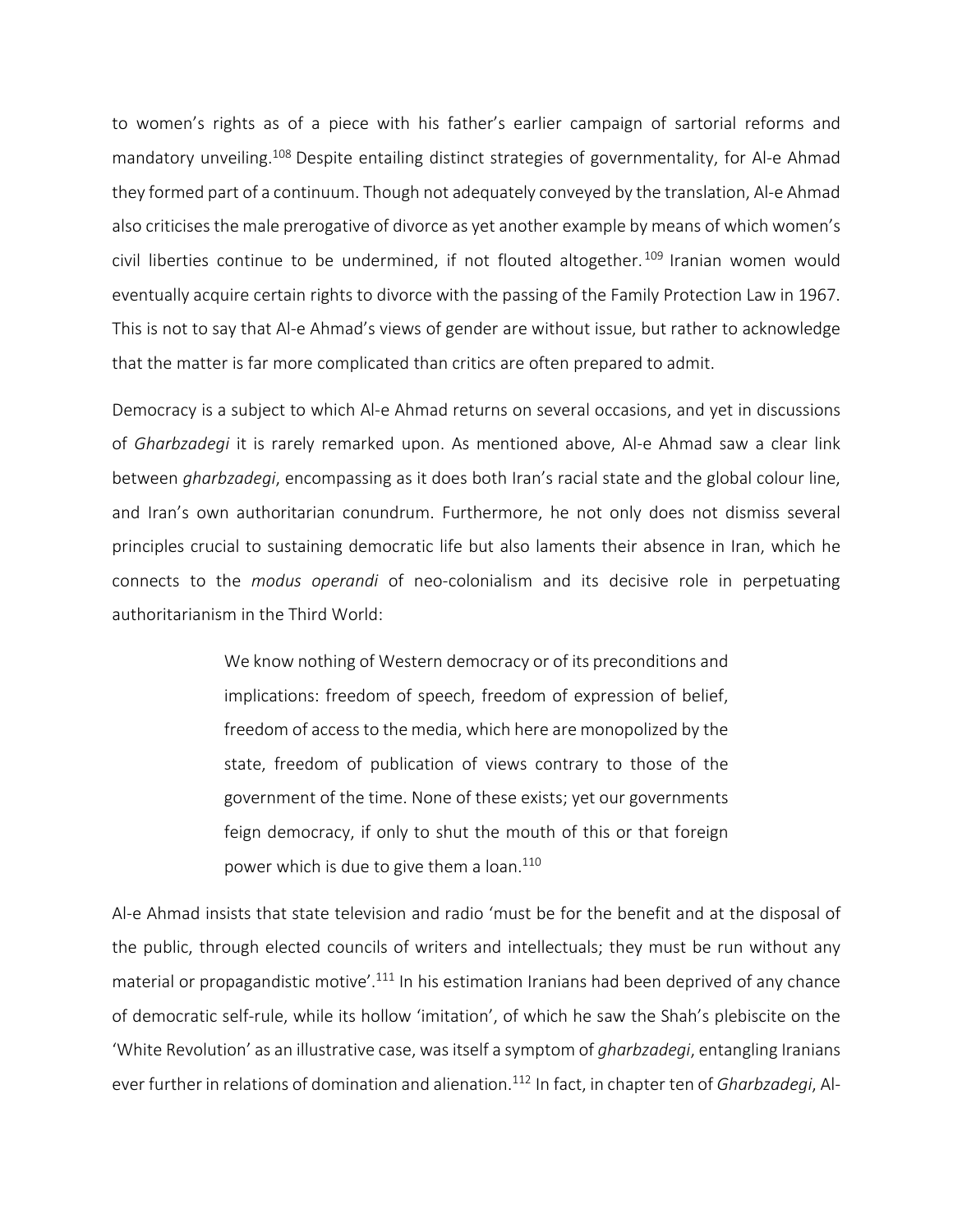to women's rights as of a piece with his father's earlier campaign of sartorial reforms and mandatory unveiling.[108] Despite entailing distinct strategies of governmentality, for Al-e Ahmad they formed part of a continuum. Though not adequately conveyed by the translation, Al-e Ahmad also criticises the male prerogative of divorce as yet another example by means of which women's civil liberties continue to be undermined, if not flouted altogether.[109] Iranian women would eventually acquire certain rights to divorce with the passing of the Family Protection Law in 1967. This is not to say that Al-e Ahmad's views of gender are without issue, but rather to acknowledge that the matter is far more complicated than critics are often prepared to admit.

Democracy is a subject to which Al-e Ahmad returns on several occasions, and yet in discussions of *Gharbzadegi* it is rarely remarked upon. As mentioned above, Al-e Ahmad saw a clear link between *gharbzadegi*, encompassing as it does both Iran's racial state and the global colour line, and Iran's own authoritarian conundrum. Furthermore, he not only does not dismiss several principles crucial to sustaining democratic life but also laments their absence in Iran, which he connects to the *modus operandi* of neo-colonialism and its decisive role in perpetuating authoritarianism in the Third World:

> We know nothing of Western democracy or of its preconditions and implications: freedom of speech, freedom of expression of belief, freedom of access to the media, which here are monopolized by the state, freedom of publication of views contrary to those of the government of the time. None of these exists; yet our governments feign democracy, if only to shut the mouth of this or that foreign power which is due to give them a loan.[110]

Al-e Ahmad insists that state television and radio 'must be for the benefit and at the disposal of the public, through elected councils of writers and intellectuals; they must be run without any material or propagandistic motive'.[111] In his estimation Iranians had been deprived of any chance of democratic self-rule, while its hollow 'imitation', of which he saw the Shah's plebiscite on the 'White Revolution' as an illustrative case, was itself a symptom of *gharbzadegi*, entangling Iranians ever further in relations of domination and alienation.[112] In fact, in chapter ten of *Gharbzadegi*, Al-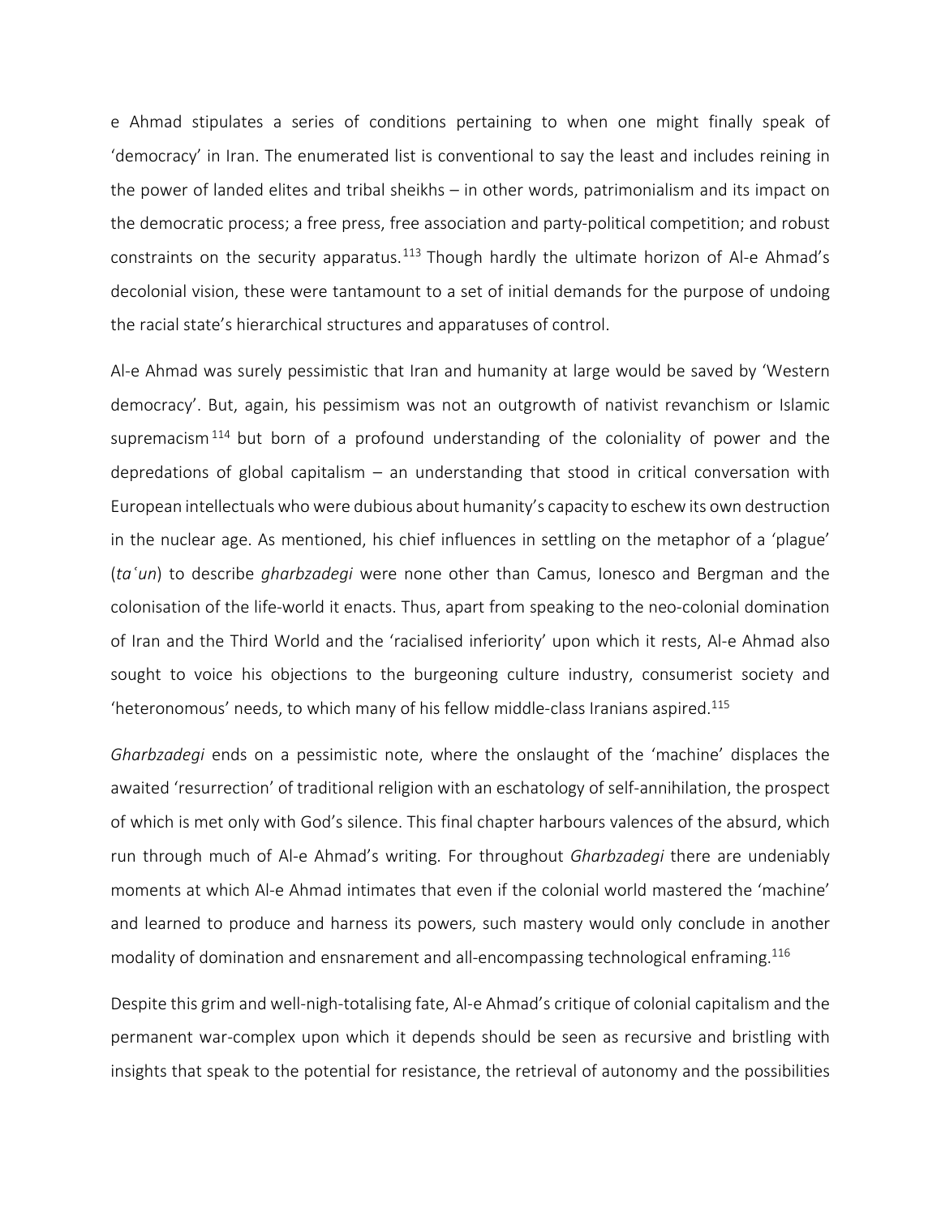e Ahmad stipulates a series of conditions pertaining to when one might finally speak of 'democracy' in Iran. The enumerated list is conventional to say the least and includes reining in the power of landed elites and tribal sheikhs – in other words, patrimonialism and its impact on the democratic process; a free press, free association and party-political competition; and robust constraints on the security apparatus.[113] Though hardly the ultimate horizon of Al-e Ahmad's decolonial vision, these were tantamount to a set of initial demands for the purpose of undoing the racial state's hierarchical structures and apparatuses of control.

Al-e Ahmad was surely pessimistic that Iran and humanity at large would be saved by 'Western democracy'. But, again, his pessimism was not an outgrowth of nativist revanchism or Islamic supremacism[114] but born of a profound understanding of the coloniality of power and the depredations of global capitalism – an understanding that stood in critical conversation with European intellectuals who were dubious about humanity's capacity to eschew its own destruction in the nuclear age. As mentioned, his chief influences in settling on the metaphor of a 'plague' (*taʿun*) to describe *gharbzadegi* were none other than Camus, Ionesco and Bergman and the colonisation of the life-world it enacts. Thus, apart from speaking to the neo-colonial domination of Iran and the Third World and the 'racialised inferiority' upon which it rests, Al-e Ahmad also sought to voice his objections to the burgeoning culture industry, consumerist society and 'heteronomous' needs, to which many of his fellow middle-class Iranians aspired.[115]

*Gharbzadegi* ends on a pessimistic note, where the onslaught of the 'machine' displaces the awaited 'resurrection' of traditional religion with an eschatology of self-annihilation, the prospect of which is met only with God's silence. This final chapter harbours valences of the absurd, which run through much of Al-e Ahmad's writing. For throughout *Gharbzadegi* there are undeniably moments at which Al-e Ahmad intimates that even if the colonial world mastered the 'machine' and learned to produce and harness its powers, such mastery would only conclude in another modality of domination and ensnarement and all-encompassing technological enframing.[116]

Despite this grim and well-nigh-totalising fate, Al-e Ahmad's critique of colonial capitalism and the permanent war-complex upon which it depends should be seen as recursive and bristling with insights that speak to the potential for resistance, the retrieval of autonomy and the possibilities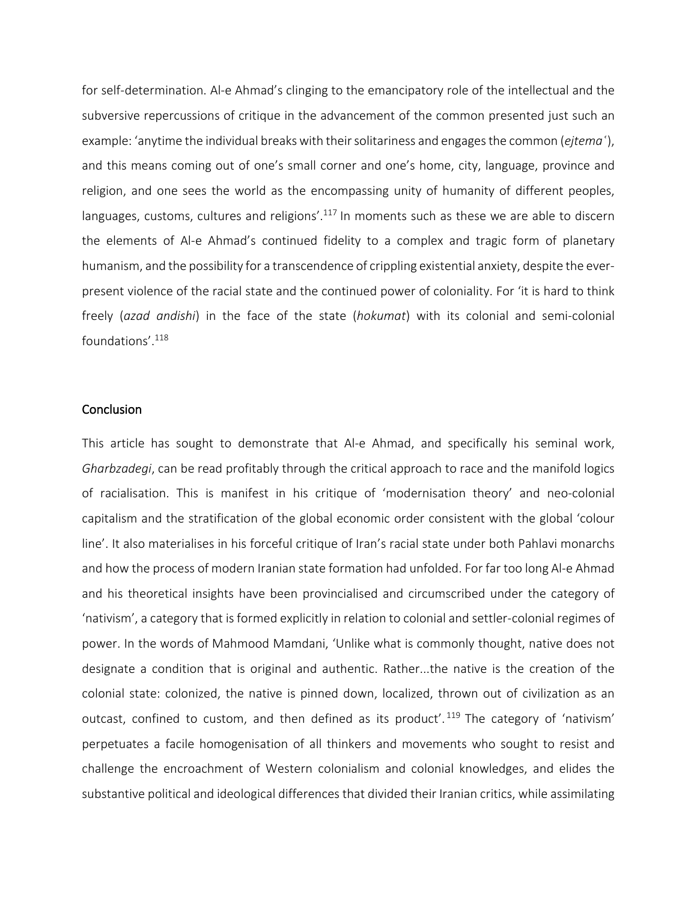for self-determination. Al-e Ahmad's clinging to the emancipatory role of the intellectual and the subversive repercussions of critique in the advancement of the common presented just such an example: 'anytime the individual breaks with their solitariness and engages the common (*ejtemaʿ*), and this means coming out of one's small corner and one's home, city, language, province and religion, and one sees the world as the encompassing unity of humanity of different peoples, languages, customs, cultures and religions'.[117] In moments such as these we are able to discern the elements of Al-e Ahmad's continued fidelity to a complex and tragic form of planetary humanism, and the possibility for a transcendence of crippling existential anxiety, despite the ever-present violence of the racial state and the continued power of coloniality. For 'it is hard to think freely (*azad andishi*) in the face of the state (*hokumat*) with its colonial and semi-colonial foundations'.[118]

## Conclusion

This article has sought to demonstrate that Al-e Ahmad, and specifically his seminal work, *Gharbzadegi*, can be read profitably through the critical approach to race and the manifold logics of racialisation. This is manifest in his critique of 'modernisation theory' and neo-colonial capitalism and the stratification of the global economic order consistent with the global 'colour line'. It also materialises in his forceful critique of Iran's racial state under both Pahlavi monarchs and how the process of modern Iranian state formation had unfolded. For far too long Al-e Ahmad and his theoretical insights have been provincialised and circumscribed under the category of 'nativism', a category that is formed explicitly in relation to colonial and settler-colonial regimes of power. In the words of Mahmood Mamdani, 'Unlike what is commonly thought, native does not designate a condition that is original and authentic. Rather...the native is the creation of the colonial state: colonized, the native is pinned down, localized, thrown out of civilization as an outcast, confined to custom, and then defined as its product'.[119] The category of 'nativism' perpetuates a facile homogenisation of all thinkers and movements who sought to resist and challenge the encroachment of Western colonialism and colonial knowledges, and elides the substantive political and ideological differences that divided their Iranian critics, while assimilating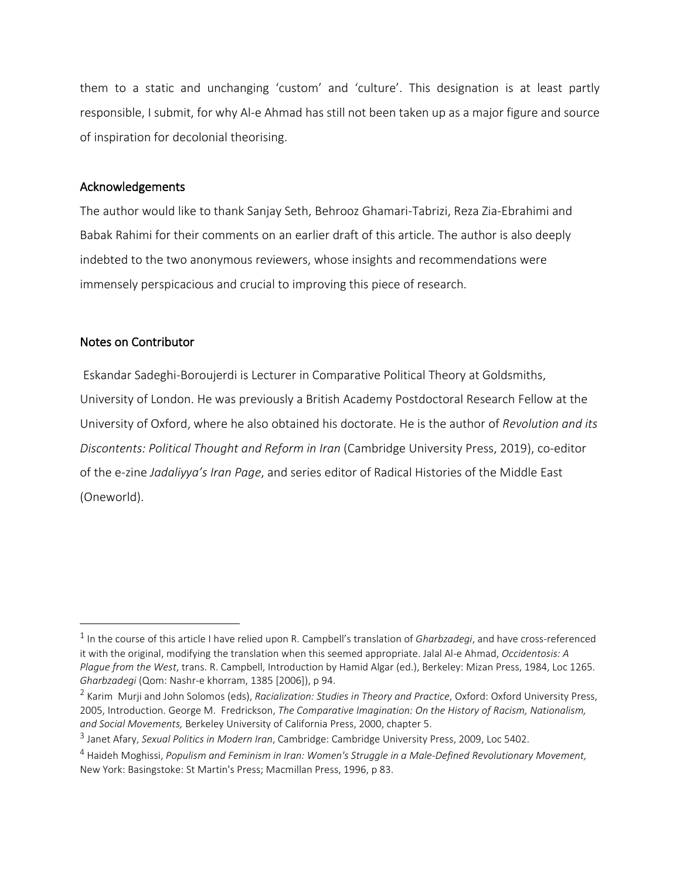them to a static and unchanging 'custom' and 'culture'. This designation is at least partly responsible, I submit, for why Al-e Ahmad has still not been taken up as a major figure and source of inspiration for decolonial theorising.

## Acknowledgements

The author would like to thank Sanjay Seth, Behrooz Ghamari-Tabrizi, Reza Zia-Ebrahimi and Babak Rahimi for their comments on an earlier draft of this article. The author is also deeply indebted to the two anonymous reviewers, whose insights and recommendations were immensely perspicacious and crucial to improving this piece of research.

## Notes on Contributor

Eskandar Sadeghi-Boroujerdi is Lecturer in Comparative Political Theory at Goldsmiths, University of London. He was previously a British Academy Postdoctoral Research Fellow at the University of Oxford, where he also obtained his doctorate. He is the author of *Revolution and its Discontents: Political Thought and Reform in Iran* (Cambridge University Press, 2019), co-editor of the e-zine *Jadaliyya's Iran Page*, and series editor of Radical Histories of the Middle East (Oneworld).

---

[1] In the course of this article I have relied upon R. Campbell's translation of *Gharbzadegi*, and have cross-referenced it with the original, modifying the translation when this seemed appropriate. Jalal Al-e Ahmad, *Occidentosis: A Plague from the West*, trans. R. Campbell, Introduction by Hamid Algar (ed.), Berkeley: Mizan Press, 1984, Loc 1265. *Gharbzadegi* (Qom: Nashr-e khorram, 1385 [2006]), p 94.

[2] Karim Murji and John Solomos (eds), *Racialization: Studies in Theory and Practice*, Oxford: Oxford University Press, 2005, Introduction. George M. Fredrickson, *The Comparative Imagination: On the History of Racism, Nationalism, and Social Movements,* Berkeley University of California Press, 2000, chapter 5.

[3] Janet Afary, *Sexual Politics in Modern Iran*, Cambridge: Cambridge University Press, 2009, Loc 5402.

[4] Haideh Moghissi, *Populism and Feminism in Iran: Women's Struggle in a Male-Defined Revolutionary Movement,* New York: Basingstoke: St Martin's Press; Macmillan Press, 1996, p 83.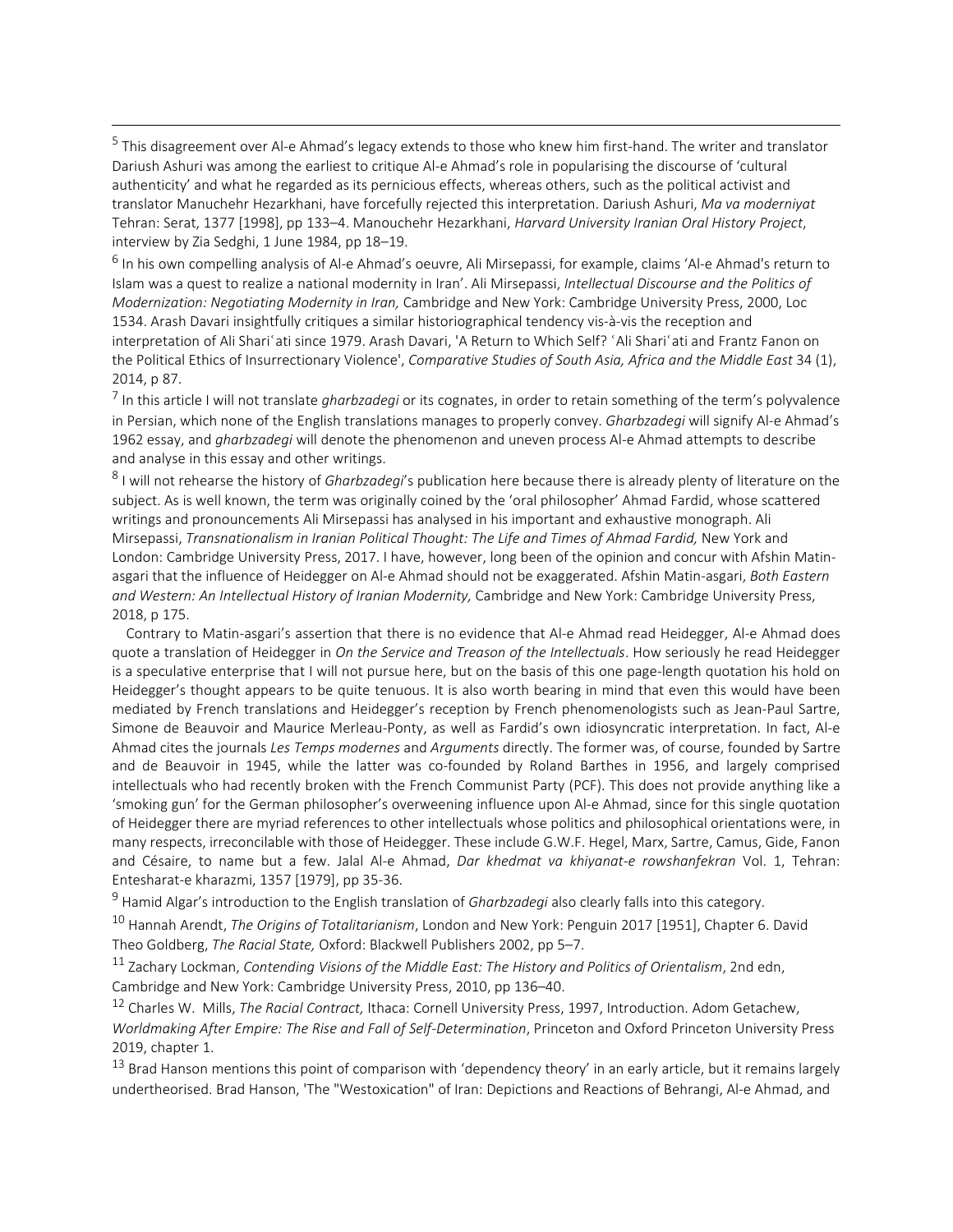[5] This disagreement over Al-e Ahmad's legacy extends to those who knew him first-hand. The writer and translator Dariush Ashuri was among the earliest to critique Al-e Ahmad's role in popularising the discourse of 'cultural authenticity' and what he regarded as its pernicious effects, whereas others, such as the political activist and translator Manuchehr Hezarkhani, have forcefully rejected this interpretation. Dariush Ashuri, *Ma va moderniyat* Tehran: Serat, 1377 [1998], pp 133–4. Manouchehr Hezarkhani, *Harvard University Iranian Oral History Project*, interview by Zia Sedghi, 1 June 1984, pp 18–19.

[6] In his own compelling analysis of Al-e Ahmad's oeuvre, Ali Mirsepassi, for example, claims 'Al-e Ahmad's return to Islam was a quest to realize a national modernity in Iran'. Ali Mirsepassi, *Intellectual Discourse and the Politics of Modernization: Negotiating Modernity in Iran,* Cambridge and New York: Cambridge University Press, 2000, Loc 1534. Arash Davari insightfully critiques a similar historiographical tendency vis-à-vis the reception and interpretation of Ali Shariʿati since 1979. Arash Davari, 'A Return to Which Self? ʿAli Shariʿati and Frantz Fanon on the Political Ethics of Insurrectionary Violence', *Comparative Studies of South Asia, Africa and the Middle East* 34 (1), 2014, p 87.

[7] In this article I will not translate *gharbzadegi* or its cognates, in order to retain something of the term's polyvalence in Persian, which none of the English translations manages to properly convey. *Gharbzadegi* will signify Al-e Ahmad's 1962 essay, and *gharbzadegi* will denote the phenomenon and uneven process Al-e Ahmad attempts to describe and analyse in this essay and other writings.

[8] I will not rehearse the history of *Gharbzadegi*'s publication here because there is already plenty of literature on the subject. As is well known, the term was originally coined by the 'oral philosopher' Ahmad Fardid, whose scattered writings and pronouncements Ali Mirsepassi has analysed in his important and exhaustive monograph. Ali Mirsepassi, *Transnationalism in Iranian Political Thought: The Life and Times of Ahmad Fardid,* New York and London: Cambridge University Press, 2017. I have, however, long been of the opinion and concur with Afshin Matin-asgari that the influence of Heidegger on Al-e Ahmad should not be exaggerated. Afshin Matin-asgari, *Both Eastern and Western: An Intellectual History of Iranian Modernity,* Cambridge and New York: Cambridge University Press, 2018, p 175.

Contrary to Matin-asgari's assertion that there is no evidence that Al-e Ahmad read Heidegger, Al-e Ahmad does quote a translation of Heidegger in *On the Service and Treason of the Intellectuals*. How seriously he read Heidegger is a speculative enterprise that I will not pursue here, but on the basis of this one page-length quotation his hold on Heidegger's thought appears to be quite tenuous. It is also worth bearing in mind that even this would have been mediated by French translations and Heidegger's reception by French phenomenologists such as Jean-Paul Sartre, Simone de Beauvoir and Maurice Merleau-Ponty, as well as Fardid's own idiosyncratic interpretation. In fact, Al-e Ahmad cites the journals *Les Temps modernes* and *Arguments* directly. The former was, of course, founded by Sartre and de Beauvoir in 1945, while the latter was co-founded by Roland Barthes in 1956, and largely comprised intellectuals who had recently broken with the French Communist Party (PCF). This does not provide anything like a 'smoking gun' for the German philosopher's overweening influence upon Al-e Ahmad, since for this single quotation of Heidegger there are myriad references to other intellectuals whose politics and philosophical orientations were, in many respects, irreconcilable with those of Heidegger. These include G.W.F. Hegel, Marx, Sartre, Camus, Gide, Fanon and Césaire, to name but a few. Jalal Al-e Ahmad, *Dar khedmat va khiyanat-e rowshanfekran* Vol. 1, Tehran: Entesharat-e kharazmi, 1357 [1979], pp 35-36.

[9] Hamid Algar's introduction to the English translation of *Gharbzadegi* also clearly falls into this category.

[10] Hannah Arendt, *The Origins of Totalitarianism*, London and New York: Penguin 2017 [1951], Chapter 6. David Theo Goldberg, *The Racial State,* Oxford: Blackwell Publishers 2002, pp 5–7.

[11] Zachary Lockman, *Contending Visions of the Middle East: The History and Politics of Orientalism*, 2nd edn, Cambridge and New York: Cambridge University Press, 2010, pp 136–40.

[12] Charles W. Mills, *The Racial Contract,* Ithaca: Cornell University Press, 1997, Introduction. Adom Getachew, *Worldmaking After Empire: The Rise and Fall of Self-Determination*, Princeton and Oxford Princeton University Press 2019, chapter 1.

[13] Brad Hanson mentions this point of comparison with 'dependency theory' in an early article, but it remains largely undertheorised. Brad Hanson, 'The "Westoxication" of Iran: Depictions and Reactions of Behrangi, Al-e Ahmad, and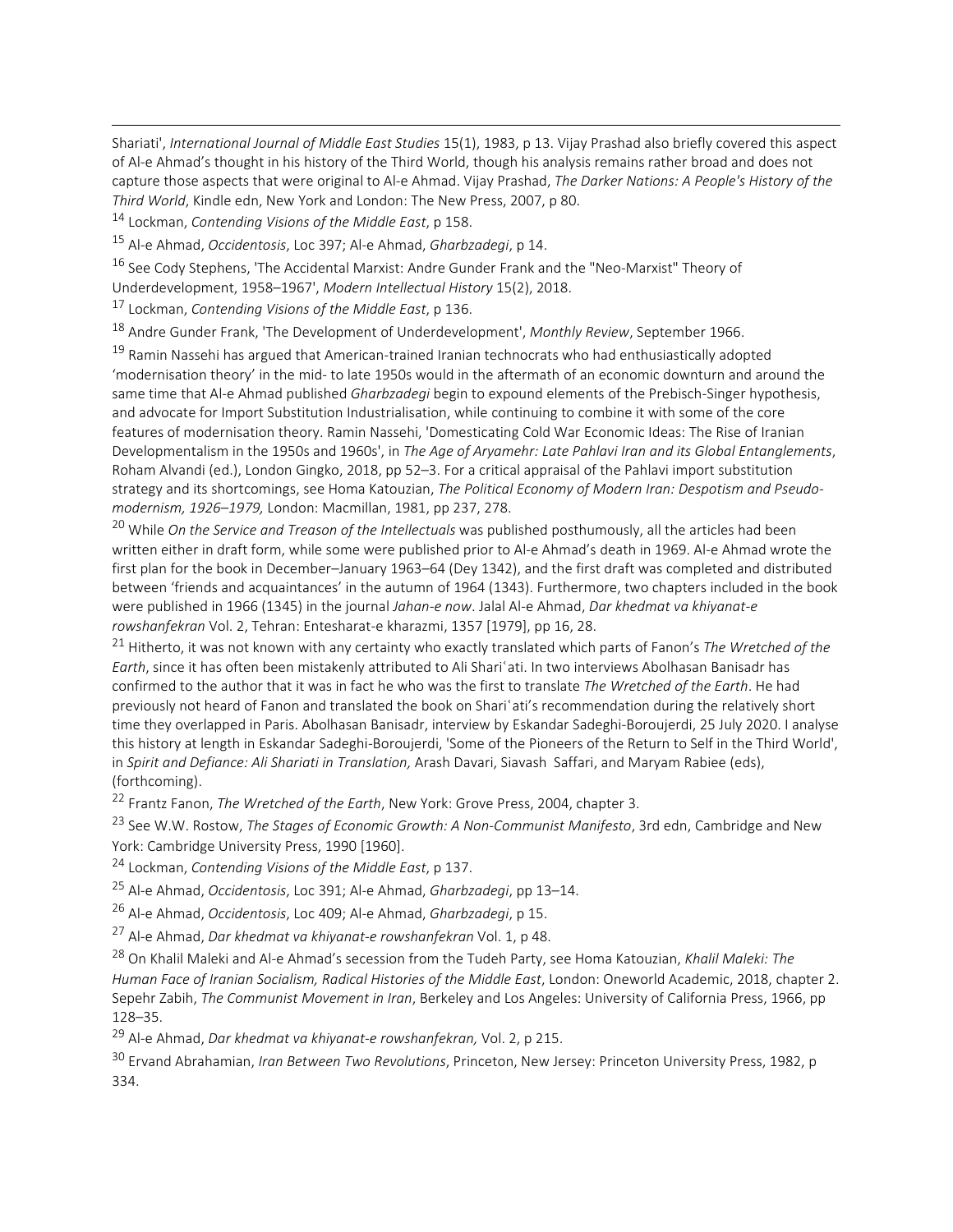Shariati', *International Journal of Middle East Studies* 15(1), 1983, p 13. Vijay Prashad also briefly covered this aspect of Al-e Ahmad's thought in his history of the Third World, though his analysis remains rather broad and does not capture those aspects that were original to Al-e Ahmad. Vijay Prashad, *The Darker Nations: A People's History of the Third World*, Kindle edn, New York and London: The New Press, 2007, p 80.

[14] Lockman, *Contending Visions of the Middle East*, p 158.

[15] Al-e Ahmad, *Occidentosis*, Loc 397; Al-e Ahmad, *Gharbzadegi*, p 14.

[16] See Cody Stephens, 'The Accidental Marxist: Andre Gunder Frank and the "Neo-Marxist" Theory of Underdevelopment, 1958–1967', *Modern Intellectual History* 15(2), 2018.

[17] Lockman, *Contending Visions of the Middle East*, p 136.

[18] Andre Gunder Frank, 'The Development of Underdevelopment', *Monthly Review*, September 1966.

[19] Ramin Nassehi has argued that American-trained Iranian technocrats who had enthusiastically adopted 'modernisation theory' in the mid- to late 1950s would in the aftermath of an economic downturn and around the same time that Al-e Ahmad published *Gharbzadegi* begin to expound elements of the Prebisch-Singer hypothesis, and advocate for Import Substitution Industrialisation, while continuing to combine it with some of the core features of modernisation theory. Ramin Nassehi, 'Domesticating Cold War Economic Ideas: The Rise of Iranian Developmentalism in the 1950s and 1960s', in *The Age of Aryamehr: Late Pahlavi Iran and its Global Entanglements*, Roham Alvandi (ed.), London Gingko, 2018, pp 52–3. For a critical appraisal of the Pahlavi import substitution strategy and its shortcomings, see Homa Katouzian, *The Political Economy of Modern Iran: Despotism and Pseudo-modernism, 1926–1979,* London: Macmillan, 1981, pp 237, 278.

[20] While *On the Service and Treason of the Intellectuals* was published posthumously, all the articles had been written either in draft form, while some were published prior to Al-e Ahmad's death in 1969. Al-e Ahmad wrote the first plan for the book in December–January 1963–64 (Dey 1342), and the first draft was completed and distributed between 'friends and acquaintances' in the autumn of 1964 (1343). Furthermore, two chapters included in the book were published in 1966 (1345) in the journal *Jahan-e now*. Jalal Al-e Ahmad, *Dar khedmat va khiyanat-e rowshanfekran* Vol. 2, Tehran: Entesharat-e kharazmi, 1357 [1979], pp 16, 28.

[21] Hitherto, it was not known with any certainty who exactly translated which parts of Fanon's *The Wretched of the Earth*, since it has often been mistakenly attributed to Ali Shariʿati. In two interviews Abolhasan Banisadr has confirmed to the author that it was in fact he who was the first to translate *The Wretched of the Earth*. He had previously not heard of Fanon and translated the book on Shariʿati's recommendation during the relatively short time they overlapped in Paris. Abolhasan Banisadr, interview by Eskandar Sadeghi-Boroujerdi, 25 July 2020. I analyse this history at length in Eskandar Sadeghi-Boroujerdi, 'Some of the Pioneers of the Return to Self in the Third World', in *Spirit and Defiance: Ali Shariati in Translation,* Arash Davari, Siavash Saffari, and Maryam Rabiee (eds), (forthcoming).

[22] Frantz Fanon, *The Wretched of the Earth*, New York: Grove Press, 2004, chapter 3.

[23] See W.W. Rostow, *The Stages of Economic Growth: A Non-Communist Manifesto*, 3rd edn, Cambridge and New York: Cambridge University Press, 1990 [1960].

[24] Lockman, *Contending Visions of the Middle East*, p 137.

[25] Al-e Ahmad, *Occidentosis*, Loc 391; Al-e Ahmad, *Gharbzadegi*, pp 13–14.

[26] Al-e Ahmad, *Occidentosis*, Loc 409; Al-e Ahmad, *Gharbzadegi*, p 15.

[27] Al-e Ahmad, *Dar khedmat va khiyanat-e rowshanfekran* Vol. 1, p 48.

[28] On Khalil Maleki and Al-e Ahmad's secession from the Tudeh Party, see Homa Katouzian, *Khalil Maleki: The Human Face of Iranian Socialism, Radical Histories of the Middle East*, London: Oneworld Academic, 2018, chapter 2. Sepehr Zabih, *The Communist Movement in Iran*, Berkeley and Los Angeles: University of California Press, 1966, pp 128–35.

[29] Al-e Ahmad, *Dar khedmat va khiyanat-e rowshanfekran,* Vol. 2, p 215.

[30] Ervand Abrahamian, *Iran Between Two Revolutions*, Princeton, New Jersey: Princeton University Press, 1982, p 334.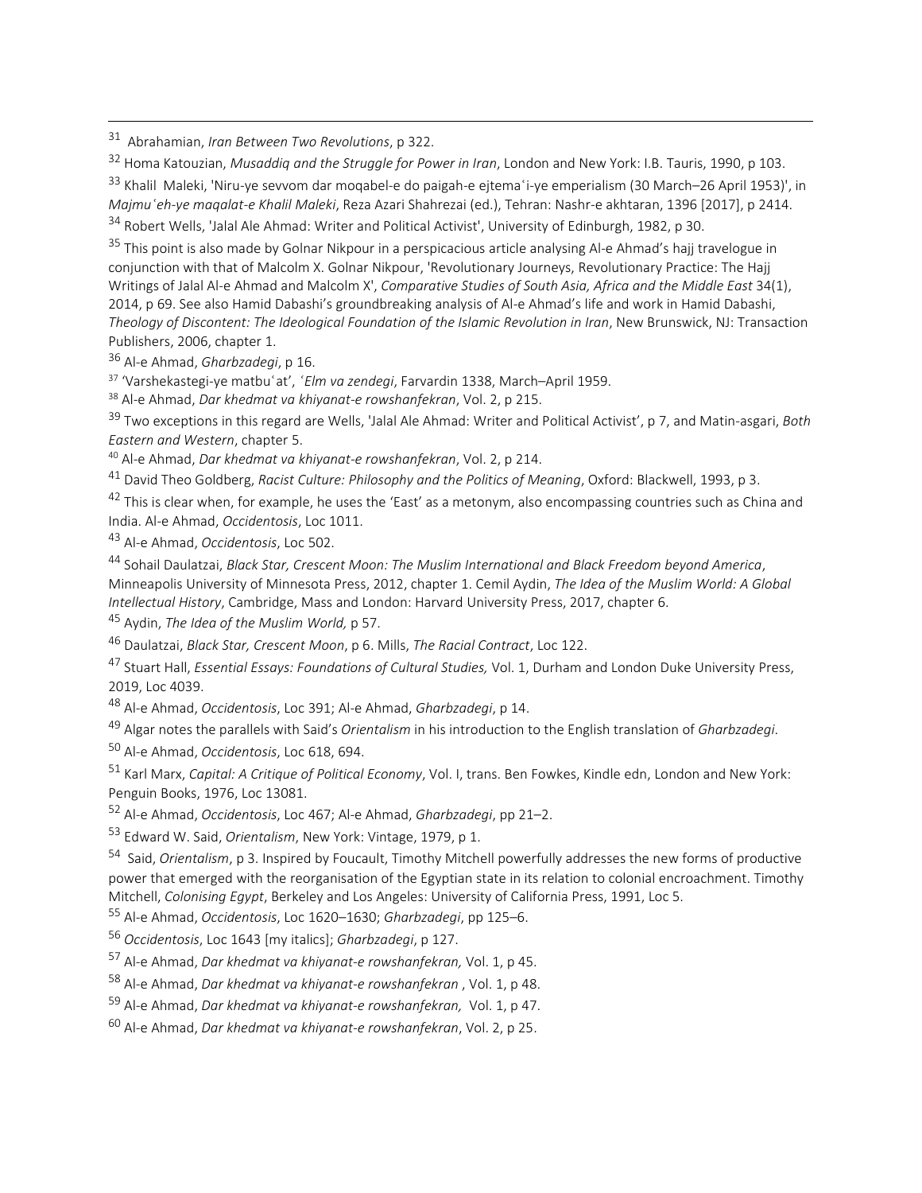[31] Abrahamian, *Iran Between Two Revolutions*, p 322.

[32] Homa Katouzian, *Musaddiq and the Struggle for Power in Iran*, London and New York: I.B. Tauris, 1990, p 103.

[33] Khalil Maleki, 'Niru-ye sevvom dar moqabel-e do paigah-e ejtemaʿi-ye emperialism (30 March–26 April 1953)', in *Majmuʿeh-ye maqalat-e Khalil Maleki*, Reza Azari Shahrezai (ed.), Tehran: Nashr-e akhtaran, 1396 [2017], p 2414.

[34] Robert Wells, 'Jalal Ale Ahmad: Writer and Political Activist', University of Edinburgh, 1982, p 30.

[35] This point is also made by Golnar Nikpour in a perspicacious article analysing Al-e Ahmad's hajj travelogue in conjunction with that of Malcolm X. Golnar Nikpour, 'Revolutionary Journeys, Revolutionary Practice: The Hajj Writings of Jalal Al-e Ahmad and Malcolm X', *Comparative Studies of South Asia, Africa and the Middle East* 34(1), 2014, p 69. See also Hamid Dabashi's groundbreaking analysis of Al-e Ahmad's life and work in Hamid Dabashi, *Theology of Discontent: The Ideological Foundation of the Islamic Revolution in Iran*, New Brunswick, NJ: Transaction Publishers, 2006, chapter 1.

[36] Al-e Ahmad, *Gharbzadegi*, p 16.

[37] 'Varshekastegi-ye matbuʿat', *ʿElm va zendegi*, Farvardin 1338, March–April 1959.

[38] Al-e Ahmad, *Dar khedmat va khiyanat-e rowshanfekran*, Vol. 2, p 215.

[39] Two exceptions in this regard are Wells, 'Jalal Ale Ahmad: Writer and Political Activist', p 7, and Matin-asgari, *Both Eastern and Western*, chapter 5.

[40] Al-e Ahmad, *Dar khedmat va khiyanat-e rowshanfekran*, Vol. 2, p 214.

[41] David Theo Goldberg, *Racist Culture: Philosophy and the Politics of Meaning*, Oxford: Blackwell, 1993, p 3.

[42] This is clear when, for example, he uses the 'East' as a metonym, also encompassing countries such as China and India. Al-e Ahmad, *Occidentosis*, Loc 1011.

[43] Al-e Ahmad, *Occidentosis*, Loc 502.

[44] Sohail Daulatzai, *Black Star, Crescent Moon: The Muslim International and Black Freedom beyond America*, Minneapolis University of Minnesota Press, 2012, chapter 1. Cemil Aydin, *The Idea of the Muslim World: A Global Intellectual History*, Cambridge, Mass and London: Harvard University Press, 2017, chapter 6.

[45] Aydin, *The Idea of the Muslim World,* p 57.

[46] Daulatzai, *Black Star, Crescent Moon*, p 6. Mills, *The Racial Contract*, Loc 122.

[47] Stuart Hall, *Essential Essays: Foundations of Cultural Studies,* Vol. 1, Durham and London Duke University Press, 2019, Loc 4039.

[48] Al-e Ahmad, *Occidentosis*, Loc 391; Al-e Ahmad, *Gharbzadegi*, p 14.

[49] Algar notes the parallels with Said's *Orientalism* in his introduction to the English translation of *Gharbzadegi*.

[50] Al-e Ahmad, *Occidentosis*, Loc 618, 694.

[51] Karl Marx, *Capital: A Critique of Political Economy*, Vol. I, trans. Ben Fowkes, Kindle edn, London and New York: Penguin Books, 1976, Loc 13081.

[52] Al-e Ahmad, *Occidentosis*, Loc 467; Al-e Ahmad, *Gharbzadegi*, pp 21–2.

[53] Edward W. Said, *Orientalism*, New York: Vintage, 1979, p 1.

[54] Said, *Orientalism*, p 3. Inspired by Foucault, Timothy Mitchell powerfully addresses the new forms of productive power that emerged with the reorganisation of the Egyptian state in its relation to colonial encroachment. Timothy Mitchell, *Colonising Egypt*, Berkeley and Los Angeles: University of California Press, 1991, Loc 5.

[55] Al-e Ahmad, *Occidentosis*, Loc 1620–1630; *Gharbzadegi*, pp 125–6.

[56] *Occidentosis*, Loc 1643 [my italics]; *Gharbzadegi*, p 127.

[57] Al-e Ahmad, *Dar khedmat va khiyanat-e rowshanfekran,* Vol. 1, p 45.

[58] Al-e Ahmad, *Dar khedmat va khiyanat-e rowshanfekran* , Vol. 1, p 48.

[59] Al-e Ahmad, *Dar khedmat va khiyanat-e rowshanfekran,* Vol. 1, p 47.

[60] Al-e Ahmad, *Dar khedmat va khiyanat-e rowshanfekran*, Vol. 2, p 25.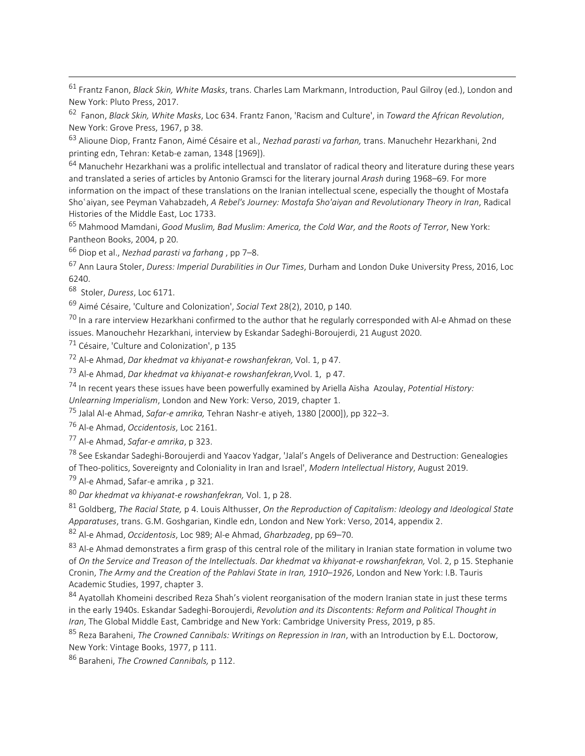[61] Frantz Fanon, *Black Skin, White Masks*, trans. Charles Lam Markmann, Introduction, Paul Gilroy (ed.), London and New York: Pluto Press, 2017.

[62] Fanon, *Black Skin, White Masks*, Loc 634. Frantz Fanon, 'Racism and Culture', in *Toward the African Revolution*, New York: Grove Press, 1967, p 38.

[63] Alioune Diop, Frantz Fanon, Aimé Césaire et al., *Nezhad parasti va farhan,* trans. Manuchehr Hezarkhani, 2nd printing edn, Tehran: Ketab-e zaman, 1348 [1969]).

[64] Manuchehr Hezarkhani was a prolific intellectual and translator of radical theory and literature during these years and translated a series of articles by Antonio Gramsci for the literary journal *Arash* during 1968–69. For more information on the impact of these translations on the Iranian intellectual scene, especially the thought of Mostafa Shoʿaiyan, see Peyman Vahabzadeh, *A Rebel's Journey: Mostafa Sho'aiyan and Revolutionary Theory in Iran*, Radical Histories of the Middle East, Loc 1733.

[65] Mahmood Mamdani, *Good Muslim, Bad Muslim: America, the Cold War, and the Roots of Terror*, New York: Pantheon Books, 2004, p 20.

[66] Diop et al., *Nezhad parasti va farhang* , pp 7–8.

[67] Ann Laura Stoler, *Duress: Imperial Durabilities in Our Times*, Durham and London Duke University Press, 2016, Loc 6240.

[68] Stoler, *Duress*, Loc 6171.

[69] Aimé Césaire, 'Culture and Colonization', *Social Text* 28(2), 2010, p 140.

[70] In a rare interview Hezarkhani confirmed to the author that he regularly corresponded with Al-e Ahmad on these issues. Manouchehr Hezarkhani, interview by Eskandar Sadeghi-Boroujerdi, 21 August 2020.

[71] Césaire, 'Culture and Colonization', p 135

[72] Al-e Ahmad, *Dar khedmat va khiyanat-e rowshanfekran,* Vol. 1, p 47.

[73] Al-e Ahmad, *Dar khedmat va khiyanat-e rowshanfekran,V*vol. 1, p 47.

[74] In recent years these issues have been powerfully examined by Ariella Aïsha Azoulay, *Potential History: Unlearning Imperialism*, London and New York: Verso, 2019, chapter 1.

[75] Jalal Al-e Ahmad, *Safar-e amrika,* Tehran Nashr-e atiyeh, 1380 [2000]), pp 322–3.

[76] Al-e Ahmad, *Occidentosis*, Loc 2161.

[77] Al-e Ahmad, *Safar-e amrika*, p 323.

[78] See Eskandar Sadeghi-Boroujerdi and Yaacov Yadgar, 'Jalal's Angels of Deliverance and Destruction: Genealogies of Theo-politics, Sovereignty and Coloniality in Iran and Israel', *Modern Intellectual History*, August 2019.

[79] Al-e Ahmad, Safar-e amrika , p 321.

[80] *Dar khedmat va khiyanat-e rowshanfekran,* Vol. 1, p 28.

[81] Goldberg, *The Racial State,* p 4. Louis Althusser, *On the Reproduction of Capitalism: Ideology and Ideological State Apparatuses*, trans. G.M. Goshgarian, Kindle edn, London and New York: Verso, 2014, appendix 2.

[82] Al-e Ahmad, *Occidentosis*, Loc 989; Al-e Ahmad, *Gharbzadeg*, pp 69–70.

[83] Al-e Ahmad demonstrates a firm grasp of this central role of the military in Iranian state formation in volume two of *On the Service and Treason of the Intellectuals*. *Dar khedmat va khiyanat-e rowshanfekran,* Vol. 2, p 15. Stephanie Cronin, *The Army and the Creation of the Pahlavi State in Iran, 1910–1926*, London and New York: I.B. Tauris Academic Studies, 1997, chapter 3.

[84] Ayatollah Khomeini described Reza Shah's violent reorganisation of the modern Iranian state in just these terms in the early 1940s. Eskandar Sadeghi-Boroujerdi, *Revolution and its Discontents: Reform and Political Thought in Iran*, The Global Middle East, Cambridge and New York: Cambridge University Press, 2019, p 85.

[85] Reza Baraheni, *The Crowned Cannibals: Writings on Repression in Iran*, with an Introduction by E.L. Doctorow, New York: Vintage Books, 1977, p 111.

[86] Baraheni, *The Crowned Cannibals,* p 112.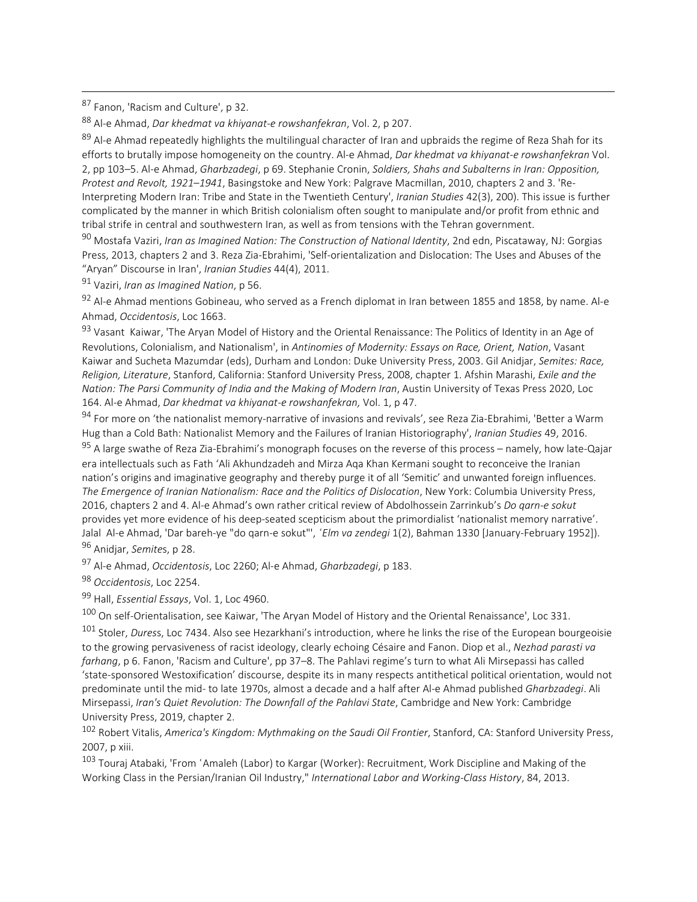[87] Fanon, 'Racism and Culture', p 32.

[88] Al-e Ahmad, *Dar khedmat va khiyanat-e rowshanfekran*, Vol. 2, p 207.

[89] Al-e Ahmad repeatedly highlights the multilingual character of Iran and upbraids the regime of Reza Shah for its efforts to brutally impose homogeneity on the country. Al-e Ahmad, *Dar khedmat va khiyanat-e rowshanfekran* Vol. 2, pp 103–5. Al-e Ahmad, *Gharbzadegi*, p 69. Stephanie Cronin, *Soldiers, Shahs and Subalterns in Iran: Opposition, Protest and Revolt, 1921–1941*, Basingstoke and New York: Palgrave Macmillan, 2010, chapters 2 and 3. 'Re-Interpreting Modern Iran: Tribe and State in the Twentieth Century', *Iranian Studies* 42(3), 200). This issue is further complicated by the manner in which British colonialism often sought to manipulate and/or profit from ethnic and tribal strife in central and southwestern Iran, as well as from tensions with the Tehran government.

[90] Mostafa Vaziri, *Iran as Imagined Nation: The Construction of National Identity*, 2nd edn, Piscataway, NJ: Gorgias Press, 2013, chapters 2 and 3. Reza Zia-Ebrahimi, 'Self-orientalization and Dislocation: The Uses and Abuses of the "Aryan" Discourse in Iran', *Iranian Studies* 44(4), 2011.

[91] Vaziri, *Iran as Imagined Nation*, p 56.

[92] Al-e Ahmad mentions Gobineau, who served as a French diplomat in Iran between 1855 and 1858, by name. Al-e Ahmad, *Occidentosis*, Loc 1663.

[93] Vasant Kaiwar, 'The Aryan Model of History and the Oriental Renaissance: The Politics of Identity in an Age of Revolutions, Colonialism, and Nationalism', in *Antinomies of Modernity: Essays on Race, Orient, Nation*, Vasant Kaiwar and Sucheta Mazumdar (eds), Durham and London: Duke University Press, 2003. Gil Anidjar, *Semites: Race, Religion, Literature*, Stanford, California: Stanford University Press, 2008, chapter 1. Afshin Marashi, *Exile and the Nation: The Parsi Community of India and the Making of Modern Iran*, Austin University of Texas Press 2020, Loc 164. Al-e Ahmad, *Dar khedmat va khiyanat-e rowshanfekran,* Vol. 1, p 47.

[94] For more on 'the nationalist memory-narrative of invasions and revivals', see Reza Zia-Ebrahimi, 'Better a Warm Hug than a Cold Bath: Nationalist Memory and the Failures of Iranian Historiography', *Iranian Studies* 49, 2016.

[95] A large swathe of Reza Zia-Ebrahimi's monograph focuses on the reverse of this process – namely, how late-Qajar era intellectuals such as Fath 'Ali Akhundzadeh and Mirza Aqa Khan Kermani sought to reconceive the Iranian nation's origins and imaginative geography and thereby purge it of all 'Semitic' and unwanted foreign influences. *The Emergence of Iranian Nationalism: Race and the Politics of Dislocation*, New York: Columbia University Press, 2016, chapters 2 and 4. Al-e Ahmad's own rather critical review of Abdolhossein Zarrinkub's *Do qarn-e sokut* provides yet more evidence of his deep-seated scepticism about the primordialist 'nationalist memory narrative'. Jalal Al-e Ahmad, 'Dar bareh-ye "do qarn-e sokut"', *ʿElm va zendegi* 1(2), Bahman 1330 [January-February 1952]).

[96] Anidjar, *Semites*, p 28.

[97] Al-e Ahmad, *Occidentosis*, Loc 2260; Al-e Ahmad, *Gharbzadegi*, p 183.

[98] *Occidentosis*, Loc 2254.

[99] Hall, *Essential Essays*, Vol. 1, Loc 4960.

[100] On self-Orientalisation, see Kaiwar, 'The Aryan Model of History and the Oriental Renaissance', Loc 331.

[101] Stoler, *Duress*, Loc 7434. Also see Hezarkhani's introduction, where he links the rise of the European bourgeoisie to the growing pervasiveness of racist ideology, clearly echoing Césaire and Fanon. Diop et al., *Nezhad parasti va farhang*, p 6. Fanon, 'Racism and Culture', pp 37–8. The Pahlavi regime's turn to what Ali Mirsepassi has called 'state-sponsored Westoxification' discourse, despite its in many respects antithetical political orientation, would not predominate until the mid- to late 1970s, almost a decade and a half after Al-e Ahmad published *Gharbzadegi*. Ali Mirsepassi, *Iran's Quiet Revolution: The Downfall of the Pahlavi State*, Cambridge and New York: Cambridge University Press, 2019, chapter 2.

[102] Robert Vitalis, *America's Kingdom: Mythmaking on the Saudi Oil Frontier*, Stanford, CA: Stanford University Press, 2007, p xiii.

[103] Touraj Atabaki, 'From ʿAmaleh (Labor) to Kargar (Worker): Recruitment, Work Discipline and Making of the Working Class in the Persian/Iranian Oil Industry," *International Labor and Working-Class History*, 84, 2013.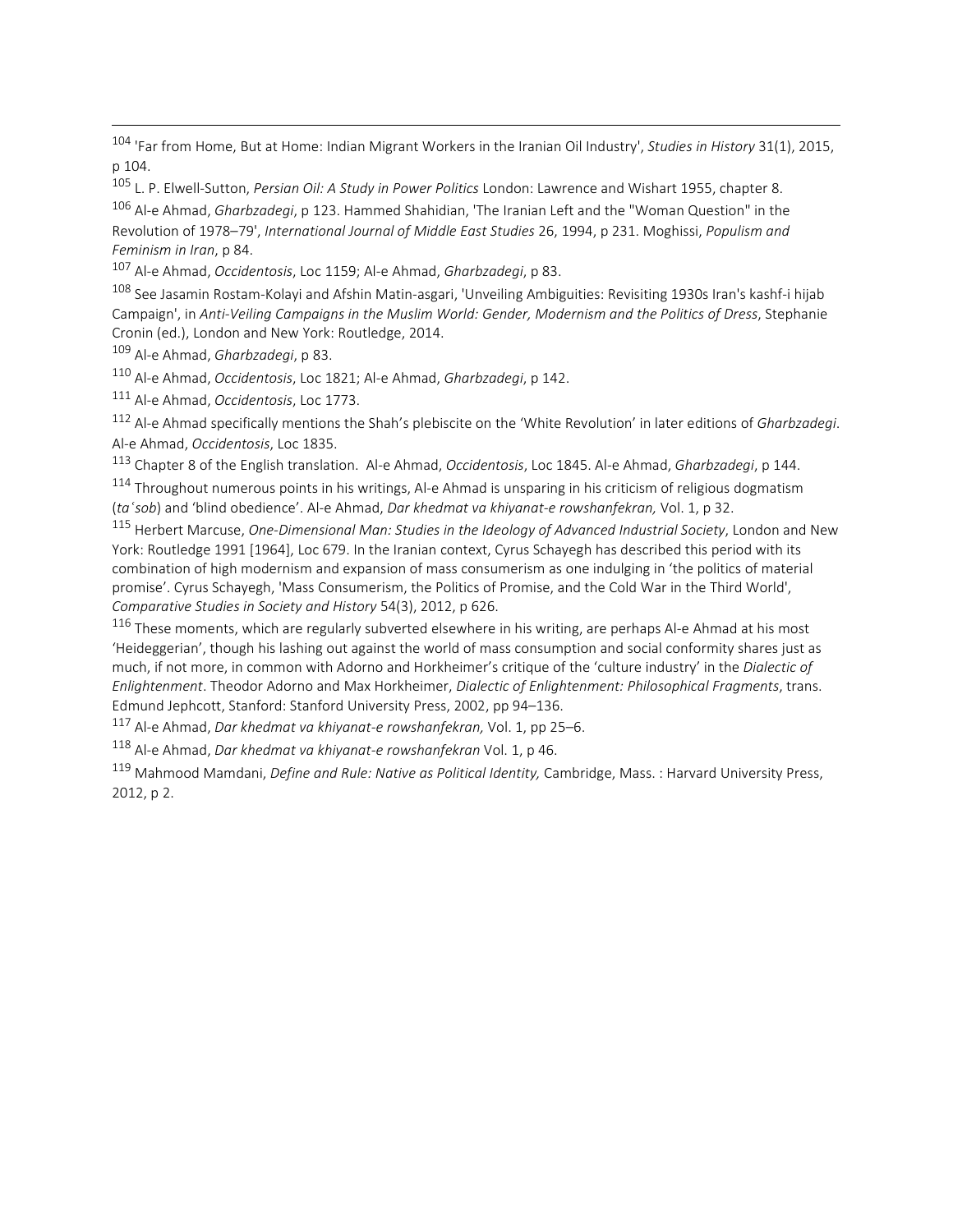[104] 'Far from Home, But at Home: Indian Migrant Workers in the Iranian Oil Industry', *Studies in History* 31(1), 2015, p 104.

[105] L. P. Elwell-Sutton, *Persian Oil: A Study in Power Politics* London: Lawrence and Wishart 1955, chapter 8.

[106] Al-e Ahmad, *Gharbzadegi*, p 123. Hammed Shahidian, 'The Iranian Left and the "Woman Question" in the Revolution of 1978–79', *International Journal of Middle East Studies* 26, 1994, p 231. Moghissi, *Populism and Feminism in Iran*, p 84.

[107] Al-e Ahmad, *Occidentosis*, Loc 1159; Al-e Ahmad, *Gharbzadegi*, p 83.

[108] See Jasamin Rostam-Kolayi and Afshin Matin-asgari, 'Unveiling Ambiguities: Revisiting 1930s Iran's kashf-i hijab Campaign', in *Anti-Veiling Campaigns in the Muslim World: Gender, Modernism and the Politics of Dress*, Stephanie Cronin (ed.), London and New York: Routledge, 2014.

[109] Al-e Ahmad, *Gharbzadegi*, p 83.

[110] Al-e Ahmad, *Occidentosis*, Loc 1821; Al-e Ahmad, *Gharbzadegi*, p 142.

[111] Al-e Ahmad, *Occidentosis*, Loc 1773.

[112] Al-e Ahmad specifically mentions the Shah's plebiscite on the 'White Revolution' in later editions of *Gharbzadegi*. Al-e Ahmad, *Occidentosis*, Loc 1835.

[113] Chapter 8 of the English translation. Al-e Ahmad, *Occidentosis*, Loc 1845. Al-e Ahmad, *Gharbzadegi*, p 144.

[114] Throughout numerous points in his writings, Al-e Ahmad is unsparing in his criticism of religious dogmatism (*ta'sob*) and 'blind obedience'. Al-e Ahmad, *Dar khedmat va khiyanat-e rowshanfekran,* Vol. 1, p 32.

[115] Herbert Marcuse, *One-Dimensional Man: Studies in the Ideology of Advanced Industrial Society*, London and New York: Routledge 1991 [1964], Loc 679. In the Iranian context, Cyrus Schayegh has described this period with its combination of high modernism and expansion of mass consumerism as one indulging in 'the politics of material promise'. Cyrus Schayegh, 'Mass Consumerism, the Politics of Promise, and the Cold War in the Third World', *Comparative Studies in Society and History* 54(3), 2012, p 626.

[116] These moments, which are regularly subverted elsewhere in his writing, are perhaps Al-e Ahmad at his most 'Heideggerian', though his lashing out against the world of mass consumption and social conformity shares just as much, if not more, in common with Adorno and Horkheimer's critique of the 'culture industry' in the *Dialectic of Enlightenment*. Theodor Adorno and Max Horkheimer, *Dialectic of Enlightenment: Philosophical Fragments*, trans. Edmund Jephcott, Stanford: Stanford University Press, 2002, pp 94–136.

[117] Al-e Ahmad, *Dar khedmat va khiyanat-e rowshanfekran,* Vol. 1, pp 25–6.

[118] Al-e Ahmad, *Dar khedmat va khiyanat-e rowshanfekran* Vol. 1, p 46.

[119] Mahmood Mamdani, *Define and Rule: Native as Political Identity,* Cambridge, Mass. : Harvard University Press, 2012, p 2.